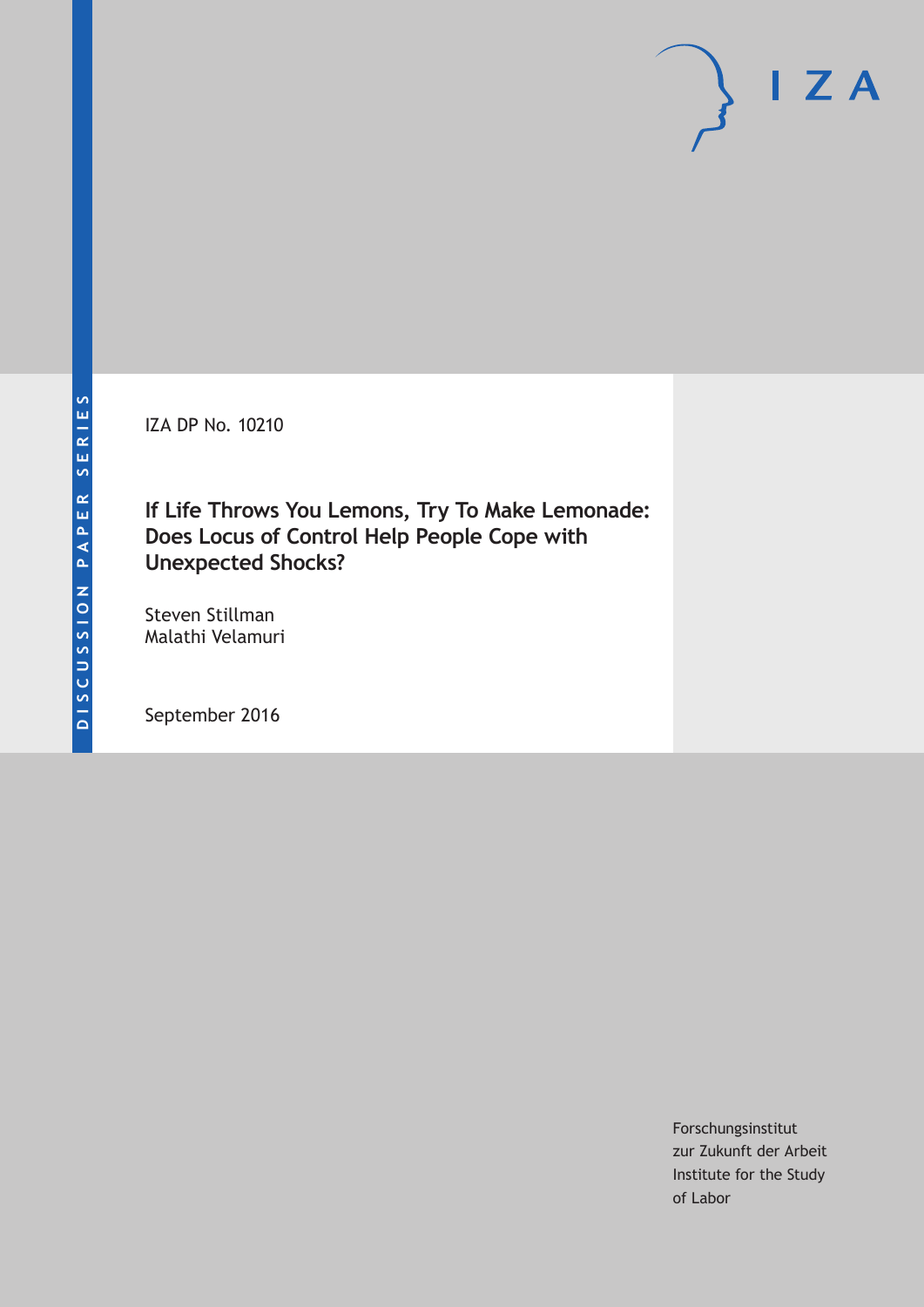IZA

DISCUSSION PAPER SERIES

IZA DP No. 10210

# If Life Throws You Lemons, Try To Make Lemonade: Does Locus of Control Help People Cope with Unexpected Shocks?

Steven Stillman
Malathi Velamuri

September 2016

Forschungsinstitut
zur Zukunft der Arbeit
Institute for the Study
of Labor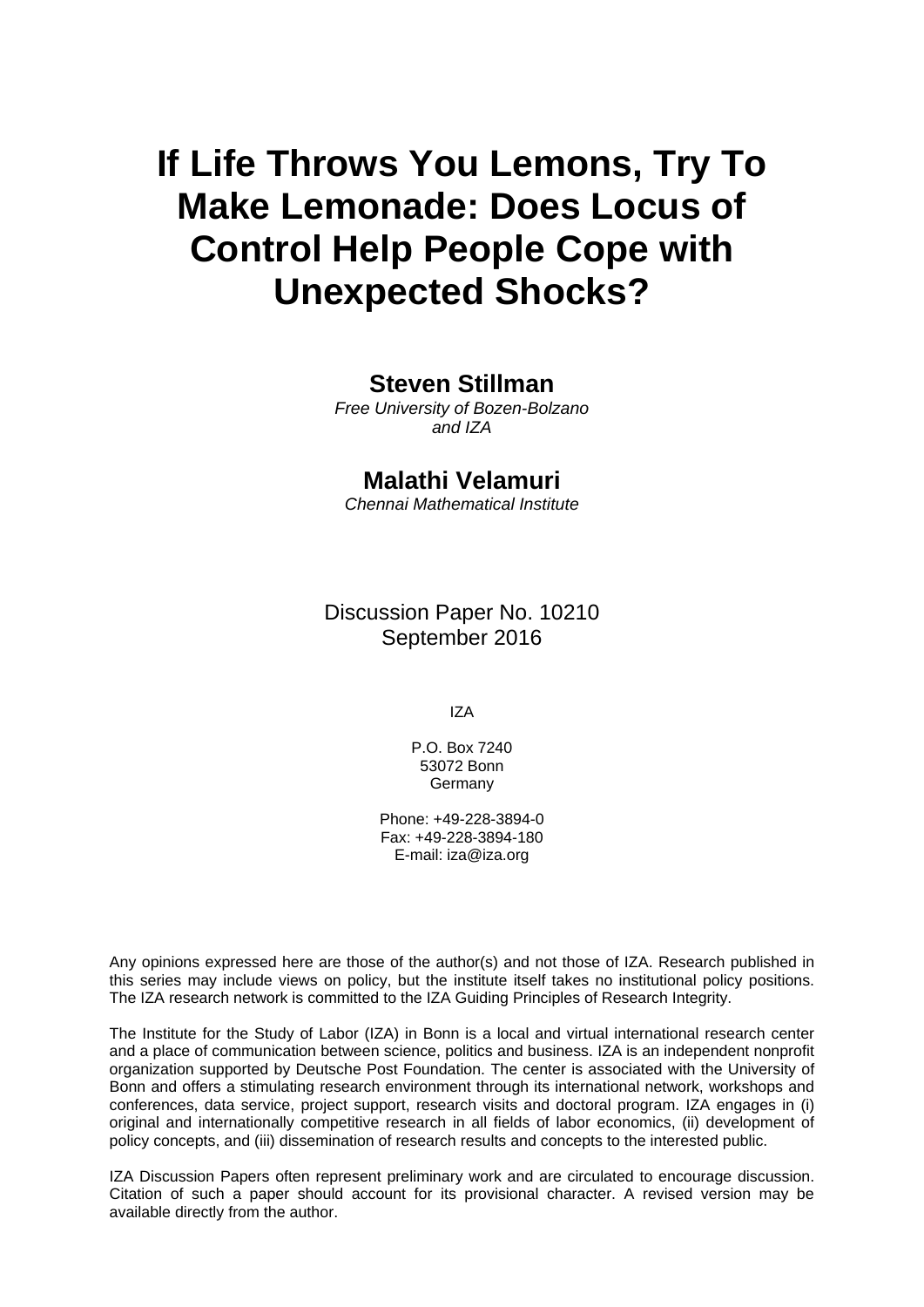# If Life Throws You Lemons, Try To Make Lemonade: Does Locus of Control Help People Cope with Unexpected Shocks?

**Steven Stillman**

*Free University of Bozen-Bolzano and IZA*

**Malathi Velamuri**

*Chennai Mathematical Institute*

Discussion Paper No. 10210
September 2016

IZA

P.O. Box 7240
53072 Bonn
Germany

Phone: +49-228-3894-0
Fax: +49-228-3894-180
E-mail: iza@iza.org

Any opinions expressed here are those of the author(s) and not those of IZA. Research published in this series may include views on policy, but the institute itself takes no institutional policy positions. The IZA research network is committed to the IZA Guiding Principles of Research Integrity.

The Institute for the Study of Labor (IZA) in Bonn is a local and virtual international research center and a place of communication between science, politics and business. IZA is an independent nonprofit organization supported by Deutsche Post Foundation. The center is associated with the University of Bonn and offers a stimulating research environment through its international network, workshops and conferences, data service, project support, research visits and doctoral program. IZA engages in (i) original and internationally competitive research in all fields of labor economics, (ii) development of policy concepts, and (iii) dissemination of research results and concepts to the interested public.

IZA Discussion Papers often represent preliminary work and are circulated to encourage discussion. Citation of such a paper should account for its provisional character. A revised version may be available directly from the author.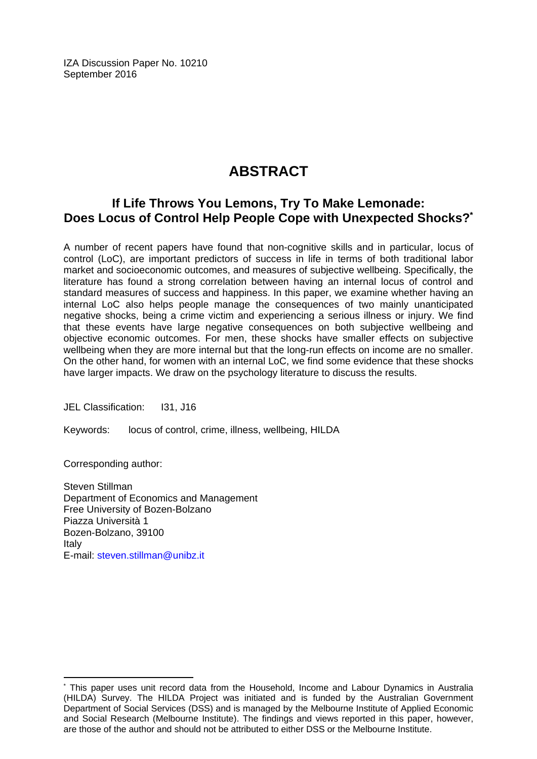IZA Discussion Paper No. 10210
September 2016

# ABSTRACT

## If Life Throws You Lemons, Try To Make Lemonade: Does Locus of Control Help People Cope with Unexpected Shocks?*

A number of recent papers have found that non-cognitive skills and in particular, locus of control (LoC), are important predictors of success in life in terms of both traditional labor market and socioeconomic outcomes, and measures of subjective wellbeing. Specifically, the literature has found a strong correlation between having an internal locus of control and standard measures of success and happiness. In this paper, we examine whether having an internal LoC also helps people manage the consequences of two mainly unanticipated negative shocks, being a crime victim and experiencing a serious illness or injury. We find that these events have large negative consequences on both subjective wellbeing and objective economic outcomes. For men, these shocks have smaller effects on subjective wellbeing when they are more internal but that the long-run effects on income are no smaller. On the other hand, for women with an internal LoC, we find some evidence that these shocks have larger impacts. We draw on the psychology literature to discuss the results.

JEL Classification: I31, J16

Keywords: locus of control, crime, illness, wellbeing, HILDA

Corresponding author:

Steven Stillman
Department of Economics and Management
Free University of Bozen-Bolzano
Piazza Università 1
Bozen-Bolzano, 39100
Italy
E-mail: steven.stillman@unibz.it

---

* This paper uses unit record data from the Household, Income and Labour Dynamics in Australia (HILDA) Survey. The HILDA Project was initiated and is funded by the Australian Government Department of Social Services (DSS) and is managed by the Melbourne Institute of Applied Economic and Social Research (Melbourne Institute). The findings and views reported in this paper, however, are those of the author and should not be attributed to either DSS or the Melbourne Institute.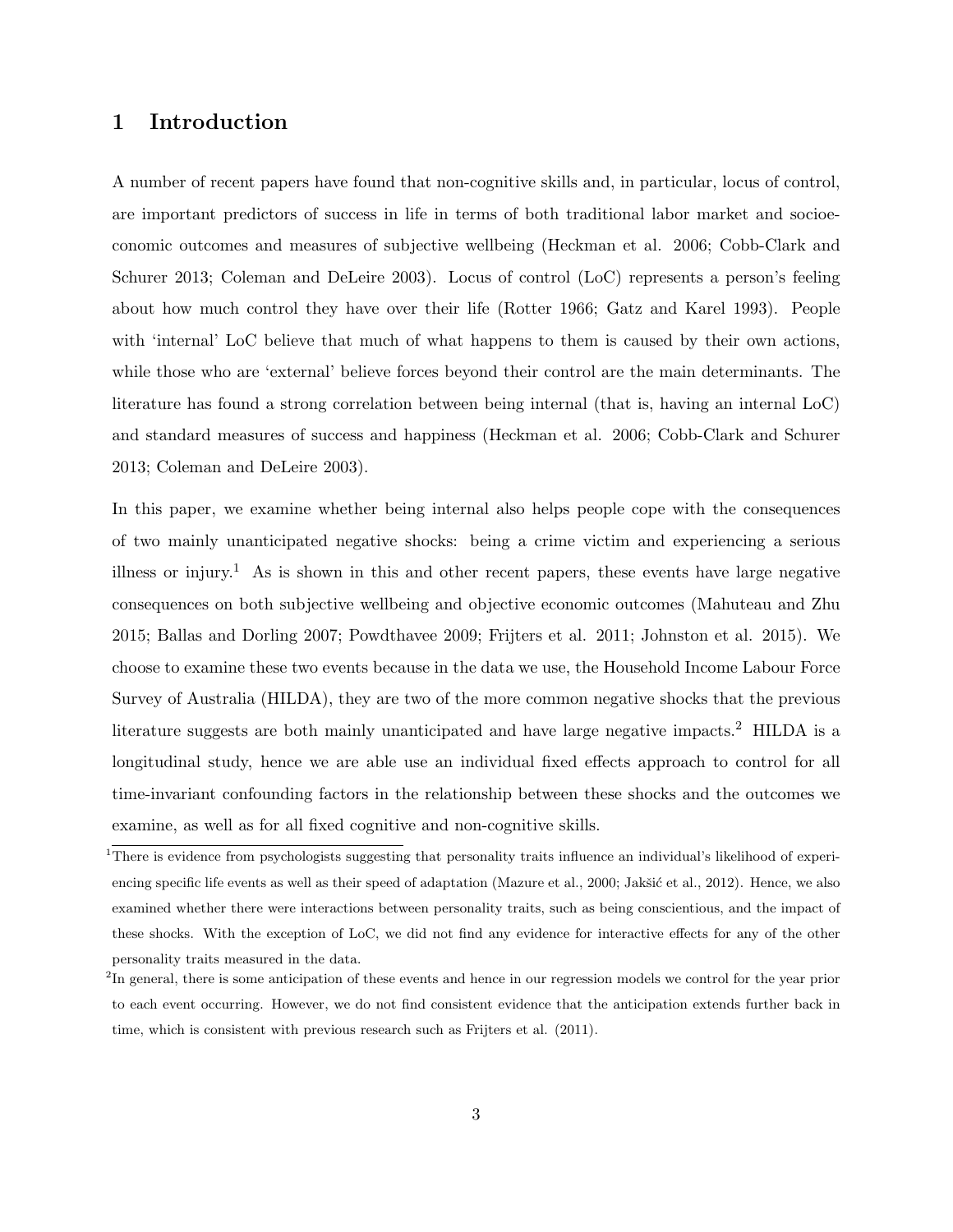# 1 Introduction

A number of recent papers have found that non-cognitive skills and, in particular, locus of control, are important predictors of success in life in terms of both traditional labor market and socioeconomic outcomes and measures of subjective wellbeing (Heckman et al. 2006; Cobb-Clark and Schurer 2013; Coleman and DeLeire 2003). Locus of control (LoC) represents a person's feeling about how much control they have over their life (Rotter 1966; Gatz and Karel 1993). People with 'internal' LoC believe that much of what happens to them is caused by their own actions, while those who are 'external' believe forces beyond their control are the main determinants. The literature has found a strong correlation between being internal (that is, having an internal LoC) and standard measures of success and happiness (Heckman et al. 2006; Cobb-Clark and Schurer 2013; Coleman and DeLeire 2003).

In this paper, we examine whether being internal also helps people cope with the consequences of two mainly unanticipated negative shocks: being a crime victim and experiencing a serious illness or injury.[1] As is shown in this and other recent papers, these events have large negative consequences on both subjective wellbeing and objective economic outcomes (Mahuteau and Zhu 2015; Ballas and Dorling 2007; Powdthavee 2009; Frijters et al. 2011; Johnston et al. 2015). We choose to examine these two events because in the data we use, the Household Income Labour Force Survey of Australia (HILDA), they are two of the more common negative shocks that the previous literature suggests are both mainly unanticipated and have large negative impacts.[2] HILDA is a longitudinal study, hence we are able use an individual fixed effects approach to control for all time-invariant confounding factors in the relationship between these shocks and the outcomes we examine, as well as for all fixed cognitive and non-cognitive skills.

[1] There is evidence from psychologists suggesting that personality traits influence an individual's likelihood of experiencing specific life events as well as their speed of adaptation (Mazure et al., 2000; Jakšić et al., 2012). Hence, we also examined whether there were interactions between personality traits, such as being conscientious, and the impact of these shocks. With the exception of LoC, we did not find any evidence for interactive effects for any of the other personality traits measured in the data.

[2] In general, there is some anticipation of these events and hence in our regression models we control for the year prior to each event occurring. However, we do not find consistent evidence that the anticipation extends further back in time, which is consistent with previous research such as Frijters et al. (2011).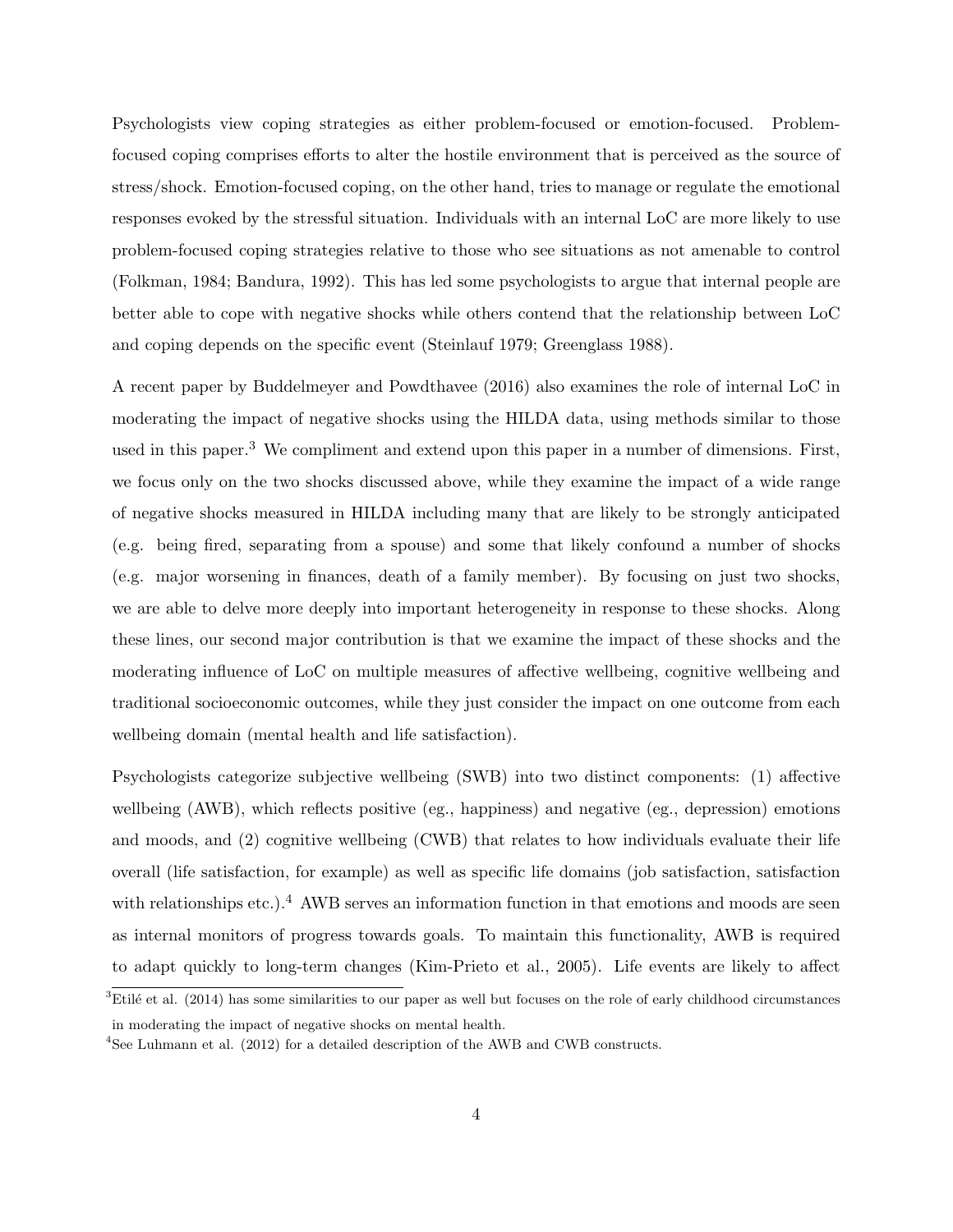Psychologists view coping strategies as either problem-focused or emotion-focused. Problem-focused coping comprises efforts to alter the hostile environment that is perceived as the source of stress/shock. Emotion-focused coping, on the other hand, tries to manage or regulate the emotional responses evoked by the stressful situation. Individuals with an internal LoC are more likely to use problem-focused coping strategies relative to those who see situations as not amenable to control (Folkman, 1984; Bandura, 1992). This has led some psychologists to argue that internal people are better able to cope with negative shocks while others contend that the relationship between LoC and coping depends on the specific event (Steinlauf 1979; Greenglass 1988).

A recent paper by Buddelmeyer and Powdthavee (2016) also examines the role of internal LoC in moderating the impact of negative shocks using the HILDA data, using methods similar to those used in this paper.[3] We compliment and extend upon this paper in a number of dimensions. First, we focus only on the two shocks discussed above, while they examine the impact of a wide range of negative shocks measured in HILDA including many that are likely to be strongly anticipated (e.g. being fired, separating from a spouse) and some that likely confound a number of shocks (e.g. major worsening in finances, death of a family member). By focusing on just two shocks, we are able to delve more deeply into important heterogeneity in response to these shocks. Along these lines, our second major contribution is that we examine the impact of these shocks and the moderating influence of LoC on multiple measures of affective wellbeing, cognitive wellbeing and traditional socioeconomic outcomes, while they just consider the impact on one outcome from each wellbeing domain (mental health and life satisfaction).

Psychologists categorize subjective wellbeing (SWB) into two distinct components: (1) affective wellbeing (AWB), which reflects positive (eg., happiness) and negative (eg., depression) emotions and moods, and (2) cognitive wellbeing (CWB) that relates to how individuals evaluate their life overall (life satisfaction, for example) as well as specific life domains (job satisfaction, satisfaction with relationships etc.).[4] AWB serves an information function in that emotions and moods are seen as internal monitors of progress towards goals. To maintain this functionality, AWB is required to adapt quickly to long-term changes (Kim-Prieto et al., 2005). Life events are likely to affect

[3] Etilé et al. (2014) has some similarities to our paper as well but focuses on the role of early childhood circumstances in moderating the impact of negative shocks on mental health.

[4] See Luhmann et al. (2012) for a detailed description of the AWB and CWB constructs.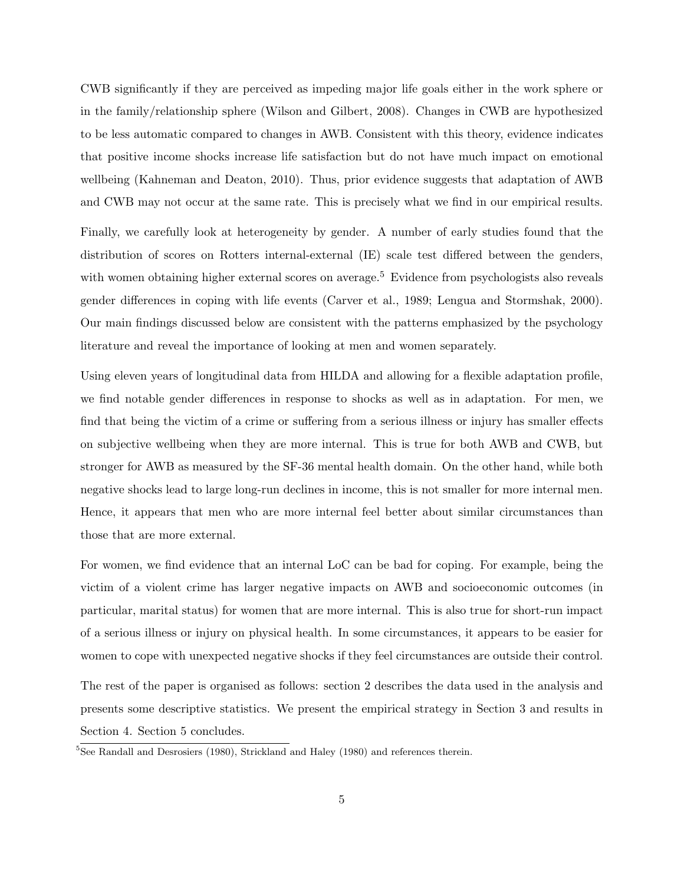CWB significantly if they are perceived as impeding major life goals either in the work sphere or in the family/relationship sphere (Wilson and Gilbert, 2008). Changes in CWB are hypothesized to be less automatic compared to changes in AWB. Consistent with this theory, evidence indicates that positive income shocks increase life satisfaction but do not have much impact on emotional wellbeing (Kahneman and Deaton, 2010). Thus, prior evidence suggests that adaptation of AWB and CWB may not occur at the same rate. This is precisely what we find in our empirical results.

Finally, we carefully look at heterogeneity by gender. A number of early studies found that the distribution of scores on Rotters internal-external (IE) scale test differed between the genders, with women obtaining higher external scores on average.[5] Evidence from psychologists also reveals gender differences in coping with life events (Carver et al., 1989; Lengua and Stormshak, 2000). Our main findings discussed below are consistent with the patterns emphasized by the psychology literature and reveal the importance of looking at men and women separately.

Using eleven years of longitudinal data from HILDA and allowing for a flexible adaptation profile, we find notable gender differences in response to shocks as well as in adaptation. For men, we find that being the victim of a crime or suffering from a serious illness or injury has smaller effects on subjective wellbeing when they are more internal. This is true for both AWB and CWB, but stronger for AWB as measured by the SF-36 mental health domain. On the other hand, while both negative shocks lead to large long-run declines in income, this is not smaller for more internal men. Hence, it appears that men who are more internal feel better about similar circumstances than those that are more external.

For women, we find evidence that an internal LoC can be bad for coping. For example, being the victim of a violent crime has larger negative impacts on AWB and socioeconomic outcomes (in particular, marital status) for women that are more internal. This is also true for short-run impact of a serious illness or injury on physical health. In some circumstances, it appears to be easier for women to cope with unexpected negative shocks if they feel circumstances are outside their control.

The rest of the paper is organised as follows: section 2 describes the data used in the analysis and presents some descriptive statistics. We present the empirical strategy in Section 3 and results in Section 4. Section 5 concludes.

[5] See Randall and Desrosiers (1980), Strickland and Haley (1980) and references therein.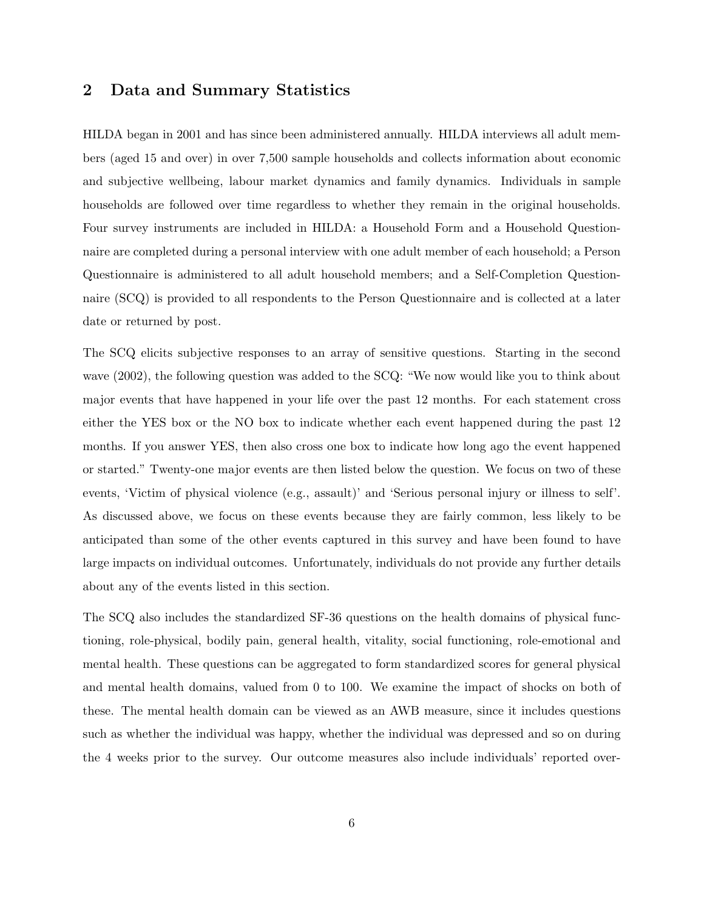## 2 Data and Summary Statistics

HILDA began in 2001 and has since been administered annually. HILDA interviews all adult members (aged 15 and over) in over 7,500 sample households and collects information about economic and subjective wellbeing, labour market dynamics and family dynamics. Individuals in sample households are followed over time regardless to whether they remain in the original households. Four survey instruments are included in HILDA: a Household Form and a Household Questionnaire are completed during a personal interview with one adult member of each household; a Person Questionnaire is administered to all adult household members; and a Self-Completion Questionnaire (SCQ) is provided to all respondents to the Person Questionnaire and is collected at a later date or returned by post.

The SCQ elicits subjective responses to an array of sensitive questions. Starting in the second wave (2002), the following question was added to the SCQ: "We now would like you to think about major events that have happened in your life over the past 12 months. For each statement cross either the YES box or the NO box to indicate whether each event happened during the past 12 months. If you answer YES, then also cross one box to indicate how long ago the event happened or started." Twenty-one major events are then listed below the question. We focus on two of these events, 'Victim of physical violence (e.g., assault)' and 'Serious personal injury or illness to self'. As discussed above, we focus on these events because they are fairly common, less likely to be anticipated than some of the other events captured in this survey and have been found to have large impacts on individual outcomes. Unfortunately, individuals do not provide any further details about any of the events listed in this section.

The SCQ also includes the standardized SF-36 questions on the health domains of physical functioning, role-physical, bodily pain, general health, vitality, social functioning, role-emotional and mental health. These questions can be aggregated to form standardized scores for general physical and mental health domains, valued from 0 to 100. We examine the impact of shocks on both of these. The mental health domain can be viewed as an AWB measure, since it includes questions such as whether the individual was happy, whether the individual was depressed and so on during the 4 weeks prior to the survey. Our outcome measures also include individuals' reported over-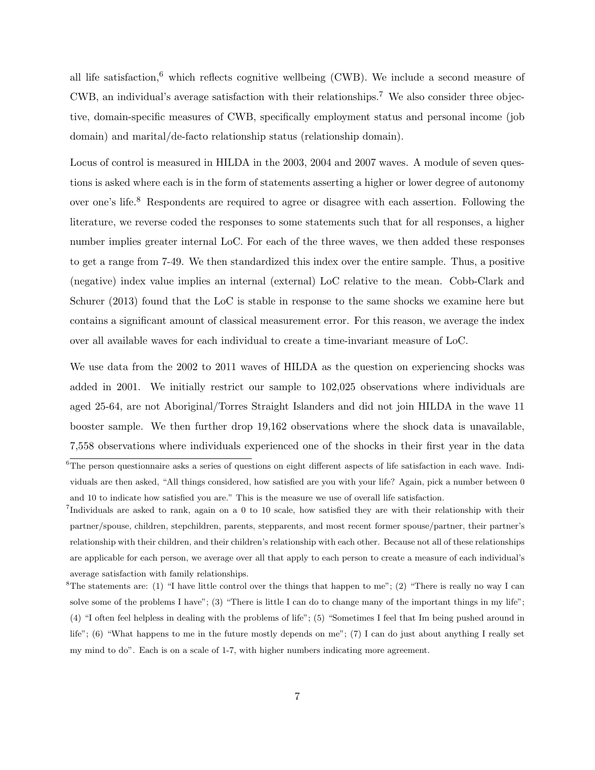all life satisfaction,[6] which reflects cognitive wellbeing (CWB). We include a second measure of CWB, an individual's average satisfaction with their relationships.[7] We also consider three objective, domain-specific measures of CWB, specifically employment status and personal income (job domain) and marital/de-facto relationship status (relationship domain).

Locus of control is measured in HILDA in the 2003, 2004 and 2007 waves. A module of seven questions is asked where each is in the form of statements asserting a higher or lower degree of autonomy over one's life.[8] Respondents are required to agree or disagree with each assertion. Following the literature, we reverse coded the responses to some statements such that for all responses, a higher number implies greater internal LoC. For each of the three waves, we then added these responses to get a range from 7-49. We then standardized this index over the entire sample. Thus, a positive (negative) index value implies an internal (external) LoC relative to the mean. Cobb-Clark and Schurer (2013) found that the LoC is stable in response to the same shocks we examine here but contains a significant amount of classical measurement error. For this reason, we average the index over all available waves for each individual to create a time-invariant measure of LoC.

We use data from the 2002 to 2011 waves of HILDA as the question on experiencing shocks was added in 2001. We initially restrict our sample to 102,025 observations where individuals are aged 25-64, are not Aboriginal/Torres Straight Islanders and did not join HILDA in the wave 11 booster sample. We then further drop 19,162 observations where the shock data is unavailable, 7,558 observations where individuals experienced one of the shocks in their first year in the data

[6] The person questionnaire asks a series of questions on eight different aspects of life satisfaction in each wave. Individuals are then asked, "All things considered, how satisfied are you with your life? Again, pick a number between 0 and 10 to indicate how satisfied you are." This is the measure we use of overall life satisfaction.

[7] Individuals are asked to rank, again on a 0 to 10 scale, how satisfied they are with their relationship with their partner/spouse, children, stepchildren, parents, stepparents, and most recent former spouse/partner, their partner's relationship with their children, and their children's relationship with each other. Because not all of these relationships are applicable for each person, we average over all that apply to each person to create a measure of each individual's average satisfaction with family relationships.

[8] The statements are: (1) "I have little control over the things that happen to me"; (2) "There is really no way I can solve some of the problems I have"; (3) "There is little I can do to change many of the important things in my life"; (4) "I often feel helpless in dealing with the problems of life"; (5) "Sometimes I feel that Im being pushed around in life"; (6) "What happens to me in the future mostly depends on me"; (7) I can do just about anything I really set my mind to do". Each is on a scale of 1-7, with higher numbers indicating more agreement.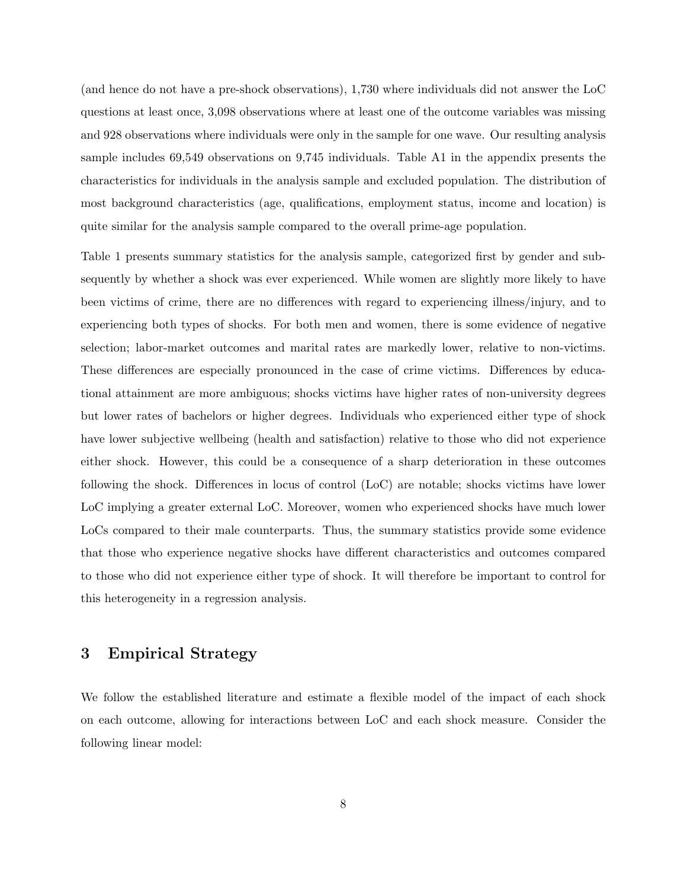(and hence do not have a pre-shock observations), 1,730 where individuals did not answer the LoC questions at least once, 3,098 observations where at least one of the outcome variables was missing and 928 observations where individuals were only in the sample for one wave. Our resulting analysis sample includes 69,549 observations on 9,745 individuals. Table A1 in the appendix presents the characteristics for individuals in the analysis sample and excluded population. The distribution of most background characteristics (age, qualifications, employment status, income and location) is quite similar for the analysis sample compared to the overall prime-age population.

Table 1 presents summary statistics for the analysis sample, categorized first by gender and subsequently by whether a shock was ever experienced. While women are slightly more likely to have been victims of crime, there are no differences with regard to experiencing illness/injury, and to experiencing both types of shocks. For both men and women, there is some evidence of negative selection; labor-market outcomes and marital rates are markedly lower, relative to non-victims. These differences are especially pronounced in the case of crime victims. Differences by educational attainment are more ambiguous; shocks victims have higher rates of non-university degrees but lower rates of bachelors or higher degrees. Individuals who experienced either type of shock have lower subjective wellbeing (health and satisfaction) relative to those who did not experience either shock. However, this could be a consequence of a sharp deterioration in these outcomes following the shock. Differences in locus of control (LoC) are notable; shocks victims have lower LoC implying a greater external LoC. Moreover, women who experienced shocks have much lower LoCs compared to their male counterparts. Thus, the summary statistics provide some evidence that those who experience negative shocks have different characteristics and outcomes compared to those who did not experience either type of shock. It will therefore be important to control for this heterogeneity in a regression analysis.

## 3 Empirical Strategy

We follow the established literature and estimate a flexible model of the impact of each shock on each outcome, allowing for interactions between LoC and each shock measure. Consider the following linear model: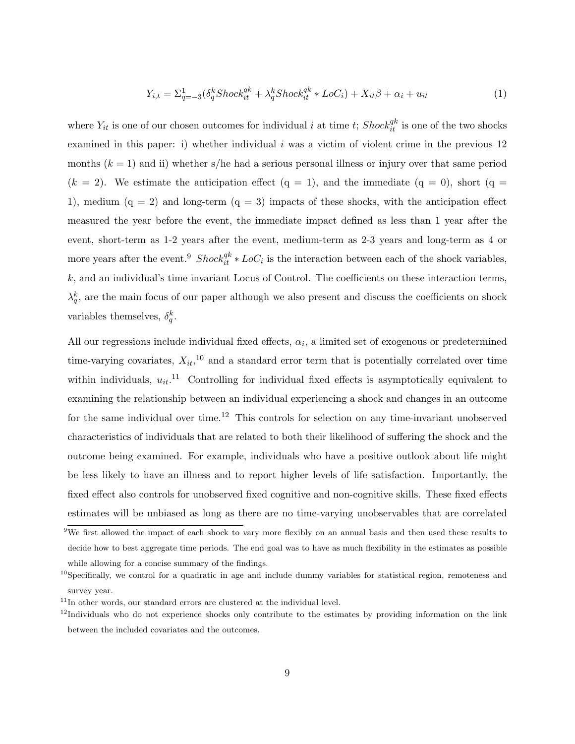$$Y_{i,t} = \Sigma_{q=-3}^{1}(\delta_q^k Shock_{it}^{qk} + \lambda_q^k Shock_{it}^{qk} * LoC_i) + X_{it}\beta + \alpha_i + u_{it} \tag{1}$$

where $Y_{it}$ is one of our chosen outcomes for individual $i$ at time $t$; $Shock_{it}^{qk}$ is one of the two shocks examined in this paper: i) whether individual $i$ was a victim of violent crime in the previous 12 months ($k = 1$) and ii) whether s/he had a serious personal illness or injury over that same period ($k = 2$). We estimate the anticipation effect (q = 1), and the immediate (q = 0), short (q = 1), medium (q = 2) and long-term (q = 3) impacts of these shocks, with the anticipation effect measured the year before the event, the immediate impact defined as less than 1 year after the event, short-term as 1-2 years after the event, medium-term as 2-3 years and long-term as 4 or more years after the event.[9] $Shock_{it}^{qk} * LoC_i$ is the interaction between each of the shock variables, $k$, and an individual's time invariant Locus of Control. The coefficients on these interaction terms, $\lambda_q^k$, are the main focus of our paper although we also present and discuss the coefficients on shock variables themselves, $\delta_q^k$.

All our regressions include individual fixed effects, $\alpha_i$, a limited set of exogenous or predetermined time-varying covariates, $X_{it}$,[10] and a standard error term that is potentially correlated over time within individuals, $u_{it}$.[11] Controlling for individual fixed effects is asymptotically equivalent to examining the relationship between an individual experiencing a shock and changes in an outcome for the same individual over time.[12] This controls for selection on any time-invariant unobserved characteristics of individuals that are related to both their likelihood of suffering the shock and the outcome being examined. For example, individuals who have a positive outlook about life might be less likely to have an illness and to report higher levels of life satisfaction. Importantly, the fixed effect also controls for unobserved fixed cognitive and non-cognitive skills. These fixed effects estimates will be unbiased as long as there are no time-varying unobservables that are correlated

[9] We first allowed the impact of each shock to vary more flexibly on an annual basis and then used these results to decide how to best aggregate time periods. The end goal was to have as much flexibility in the estimates as possible while allowing for a concise summary of the findings.

[10] Specifically, we control for a quadratic in age and include dummy variables for statistical region, remoteness and survey year.

[11] In other words, our standard errors are clustered at the individual level.

[12] Individuals who do not experience shocks only contribute to the estimates by providing information on the link between the included covariates and the outcomes.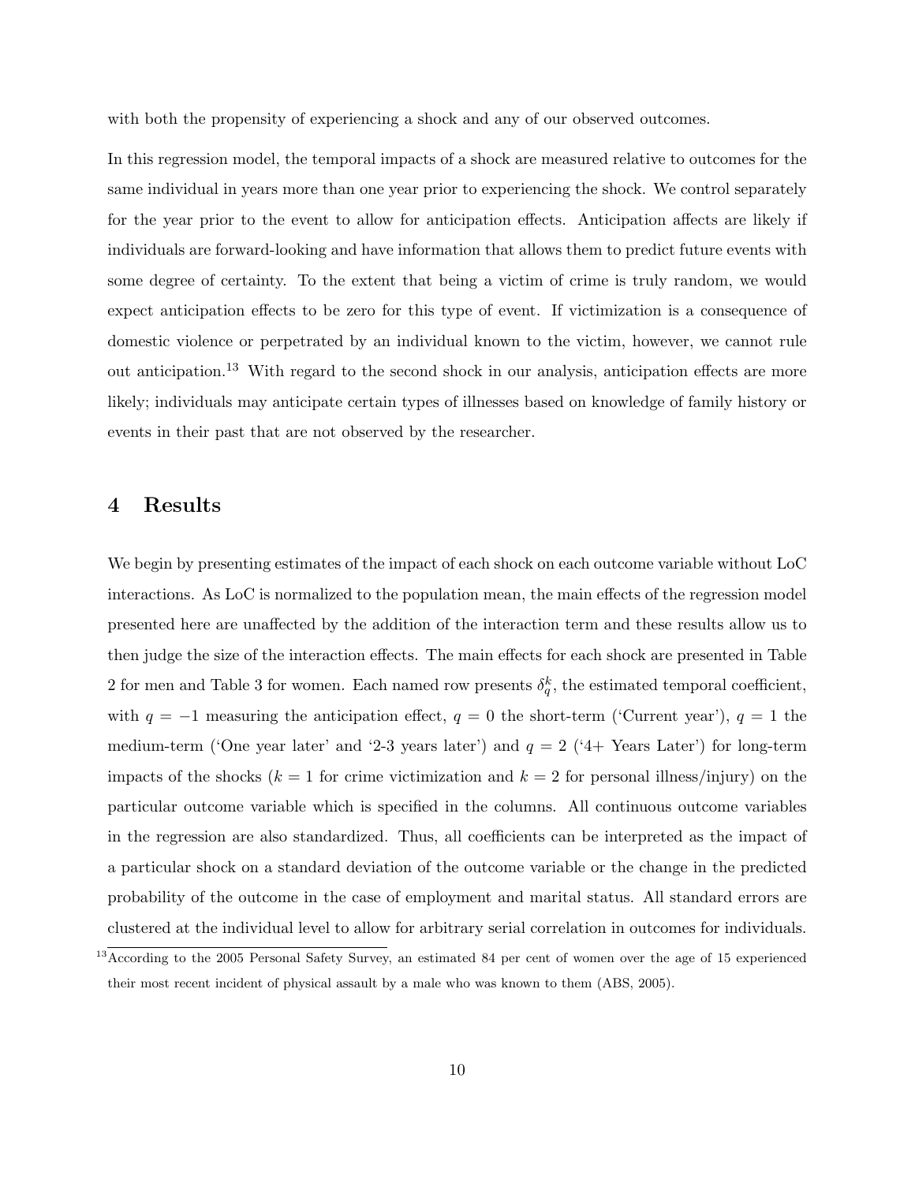with both the propensity of experiencing a shock and any of our observed outcomes.

In this regression model, the temporal impacts of a shock are measured relative to outcomes for the same individual in years more than one year prior to experiencing the shock. We control separately for the year prior to the event to allow for anticipation effects. Anticipation affects are likely if individuals are forward-looking and have information that allows them to predict future events with some degree of certainty. To the extent that being a victim of crime is truly random, we would expect anticipation effects to be zero for this type of event. If victimization is a consequence of domestic violence or perpetrated by an individual known to the victim, however, we cannot rule out anticipation.[13] With regard to the second shock in our analysis, anticipation effects are more likely; individuals may anticipate certain types of illnesses based on knowledge of family history or events in their past that are not observed by the researcher.

## 4 Results

We begin by presenting estimates of the impact of each shock on each outcome variable without LoC interactions. As LoC is normalized to the population mean, the main effects of the regression model presented here are unaffected by the addition of the interaction term and these results allow us to then judge the size of the interaction effects. The main effects for each shock are presented in Table 2 for men and Table 3 for women. Each named row presents $\delta_q^k$, the estimated temporal coefficient, with $q = -1$ measuring the anticipation effect, $q = 0$ the short-term ('Current year'), $q = 1$ the medium-term ('One year later' and '2-3 years later') and $q = 2$ ('4+ Years Later') for long-term impacts of the shocks ($k = 1$ for crime victimization and $k = 2$ for personal illness/injury) on the particular outcome variable which is specified in the columns. All continuous outcome variables in the regression are also standardized. Thus, all coefficients can be interpreted as the impact of a particular shock on a standard deviation of the outcome variable or the change in the predicted probability of the outcome in the case of employment and marital status. All standard errors are clustered at the individual level to allow for arbitrary serial correlation in outcomes for individuals.

[13] According to the 2005 Personal Safety Survey, an estimated 84 per cent of women over the age of 15 experienced their most recent incident of physical assault by a male who was known to them (ABS, 2005).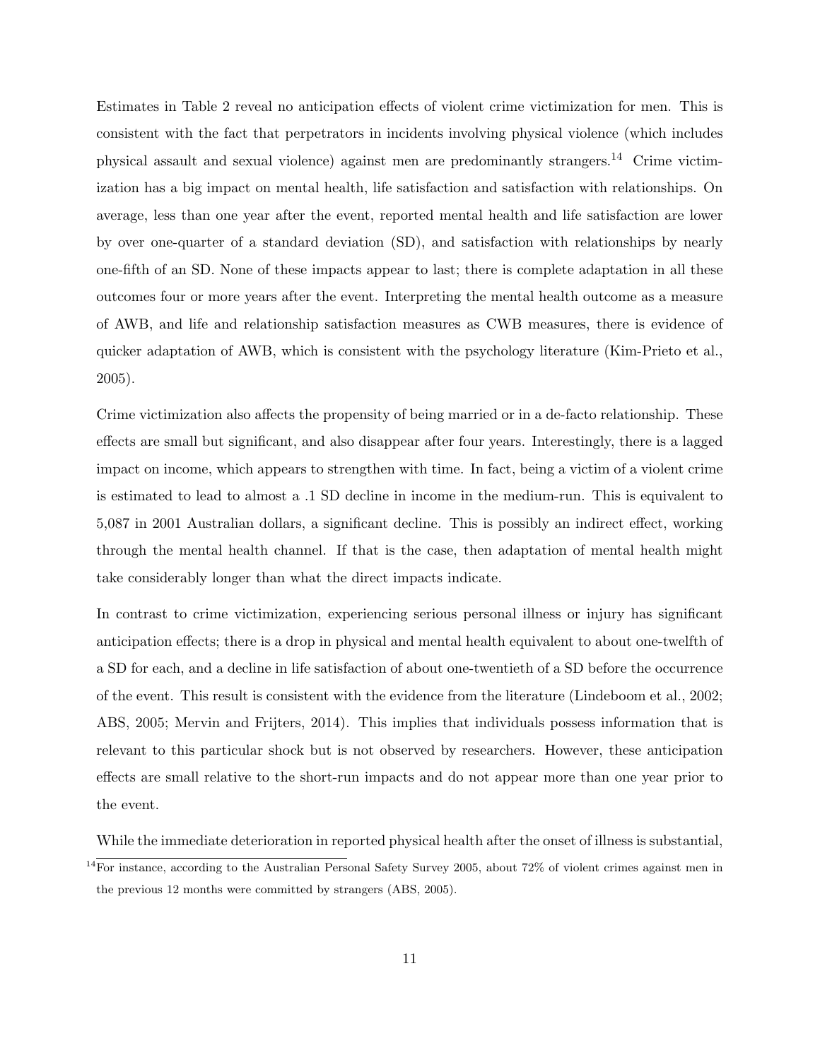Estimates in Table 2 reveal no anticipation effects of violent crime victimization for men. This is consistent with the fact that perpetrators in incidents involving physical violence (which includes physical assault and sexual violence) against men are predominantly strangers.[14] Crime victimization has a big impact on mental health, life satisfaction and satisfaction with relationships. On average, less than one year after the event, reported mental health and life satisfaction are lower by over one-quarter of a standard deviation (SD), and satisfaction with relationships by nearly one-fifth of an SD. None of these impacts appear to last; there is complete adaptation in all these outcomes four or more years after the event. Interpreting the mental health outcome as a measure of AWB, and life and relationship satisfaction measures as CWB measures, there is evidence of quicker adaptation of AWB, which is consistent with the psychology literature (Kim-Prieto et al., 2005).

Crime victimization also affects the propensity of being married or in a de-facto relationship. These effects are small but significant, and also disappear after four years. Interestingly, there is a lagged impact on income, which appears to strengthen with time. In fact, being a victim of a violent crime is estimated to lead to almost a .1 SD decline in income in the medium-run. This is equivalent to 5,087 in 2001 Australian dollars, a significant decline. This is possibly an indirect effect, working through the mental health channel. If that is the case, then adaptation of mental health might take considerably longer than what the direct impacts indicate.

In contrast to crime victimization, experiencing serious personal illness or injury has significant anticipation effects; there is a drop in physical and mental health equivalent to about one-twelfth of a SD for each, and a decline in life satisfaction of about one-twentieth of a SD before the occurrence of the event. This result is consistent with the evidence from the literature (Lindeboom et al., 2002; ABS, 2005; Mervin and Frijters, 2014). This implies that individuals possess information that is relevant to this particular shock but is not observed by researchers. However, these anticipation effects are small relative to the short-run impacts and do not appear more than one year prior to the event.

While the immediate deterioration in reported physical health after the onset of illness is substantial,

[14] For instance, according to the Australian Personal Safety Survey 2005, about 72% of violent crimes against men in the previous 12 months were committed by strangers (ABS, 2005).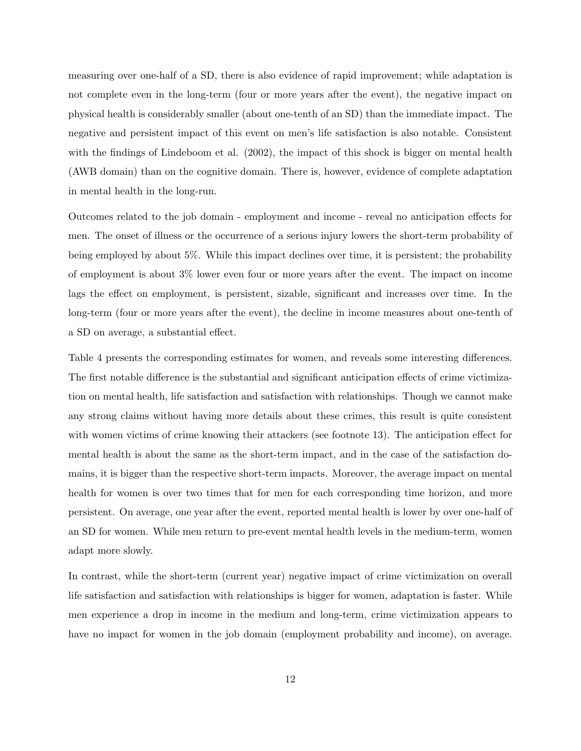measuring over one-half of a SD, there is also evidence of rapid improvement; while adaptation is not complete even in the long-term (four or more years after the event), the negative impact on physical health is considerably smaller (about one-tenth of an SD) than the immediate impact. The negative and persistent impact of this event on men's life satisfaction is also notable. Consistent with the findings of Lindeboom et al. (2002), the impact of this shock is bigger on mental health (AWB domain) than on the cognitive domain. There is, however, evidence of complete adaptation in mental health in the long-run.

Outcomes related to the job domain - employment and income - reveal no anticipation effects for men. The onset of illness or the occurrence of a serious injury lowers the short-term probability of being employed by about 5%. While this impact declines over time, it is persistent; the probability of employment is about 3% lower even four or more years after the event. The impact on income lags the effect on employment, is persistent, sizable, significant and increases over time. In the long-term (four or more years after the event), the decline in income measures about one-tenth of a SD on average, a substantial effect.

Table 4 presents the corresponding estimates for women, and reveals some interesting differences. The first notable difference is the substantial and significant anticipation effects of crime victimization on mental health, life satisfaction and satisfaction with relationships. Though we cannot make any strong claims without having more details about these crimes, this result is quite consistent with women victims of crime knowing their attackers (see footnote 13). The anticipation effect for mental health is about the same as the short-term impact, and in the case of the satisfaction domains, it is bigger than the respective short-term impacts. Moreover, the average impact on mental health for women is over two times that for men for each corresponding time horizon, and more persistent. On average, one year after the event, reported mental health is lower by over one-half of an SD for women. While men return to pre-event mental health levels in the medium-term, women adapt more slowly.

In contrast, while the short-term (current year) negative impact of crime victimization on overall life satisfaction and satisfaction with relationships is bigger for women, adaptation is faster. While men experience a drop in income in the medium and long-term, crime victimization appears to have no impact for women in the job domain (employment probability and income), on average.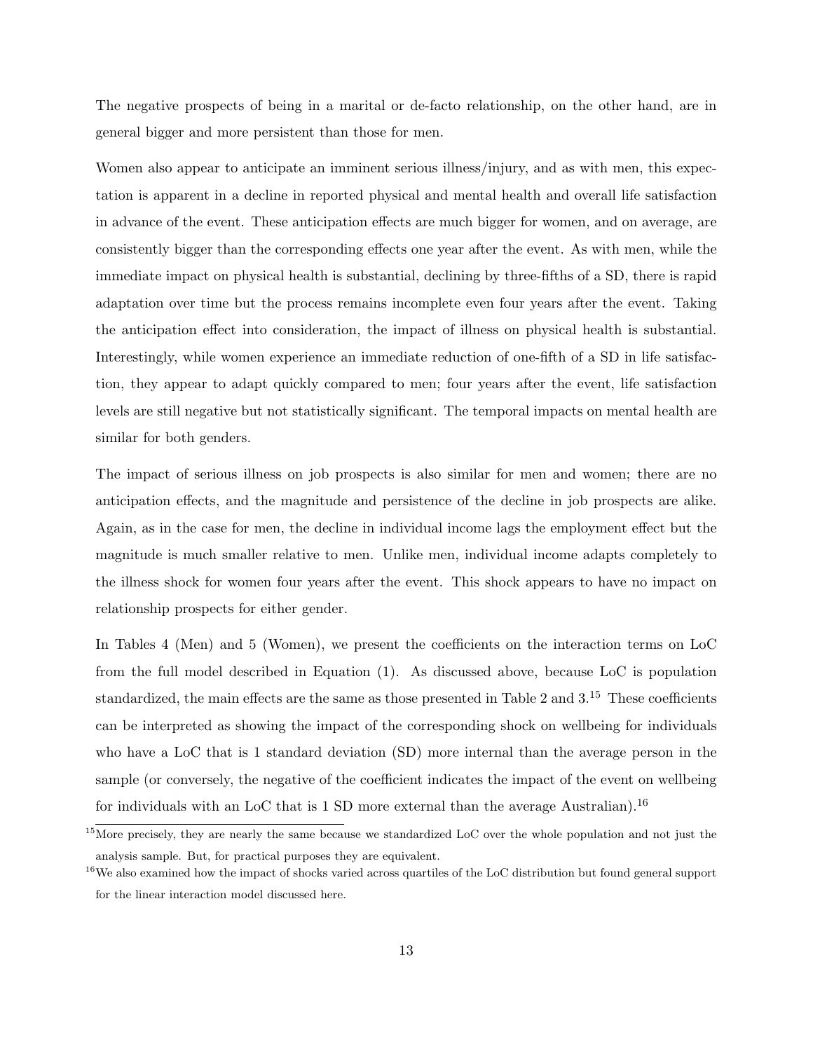The negative prospects of being in a marital or de-facto relationship, on the other hand, are in general bigger and more persistent than those for men.

Women also appear to anticipate an imminent serious illness/injury, and as with men, this expectation is apparent in a decline in reported physical and mental health and overall life satisfaction in advance of the event. These anticipation effects are much bigger for women, and on average, are consistently bigger than the corresponding effects one year after the event. As with men, while the immediate impact on physical health is substantial, declining by three-fifths of a SD, there is rapid adaptation over time but the process remains incomplete even four years after the event. Taking the anticipation effect into consideration, the impact of illness on physical health is substantial. Interestingly, while women experience an immediate reduction of one-fifth of a SD in life satisfaction, they appear to adapt quickly compared to men; four years after the event, life satisfaction levels are still negative but not statistically significant. The temporal impacts on mental health are similar for both genders.

The impact of serious illness on job prospects is also similar for men and women; there are no anticipation effects, and the magnitude and persistence of the decline in job prospects are alike. Again, as in the case for men, the decline in individual income lags the employment effect but the magnitude is much smaller relative to men. Unlike men, individual income adapts completely to the illness shock for women four years after the event. This shock appears to have no impact on relationship prospects for either gender.

In Tables 4 (Men) and 5 (Women), we present the coefficients on the interaction terms on LoC from the full model described in Equation (1). As discussed above, because LoC is population standardized, the main effects are the same as those presented in Table 2 and 3.[15] These coefficients can be interpreted as showing the impact of the corresponding shock on wellbeing for individuals who have a LoC that is 1 standard deviation (SD) more internal than the average person in the sample (or conversely, the negative of the coefficient indicates the impact of the event on wellbeing for individuals with an LoC that is 1 SD more external than the average Australian).[16]

[15] More precisely, they are nearly the same because we standardized LoC over the whole population and not just the analysis sample. But, for practical purposes they are equivalent.

[16] We also examined how the impact of shocks varied across quartiles of the LoC distribution but found general support for the linear interaction model discussed here.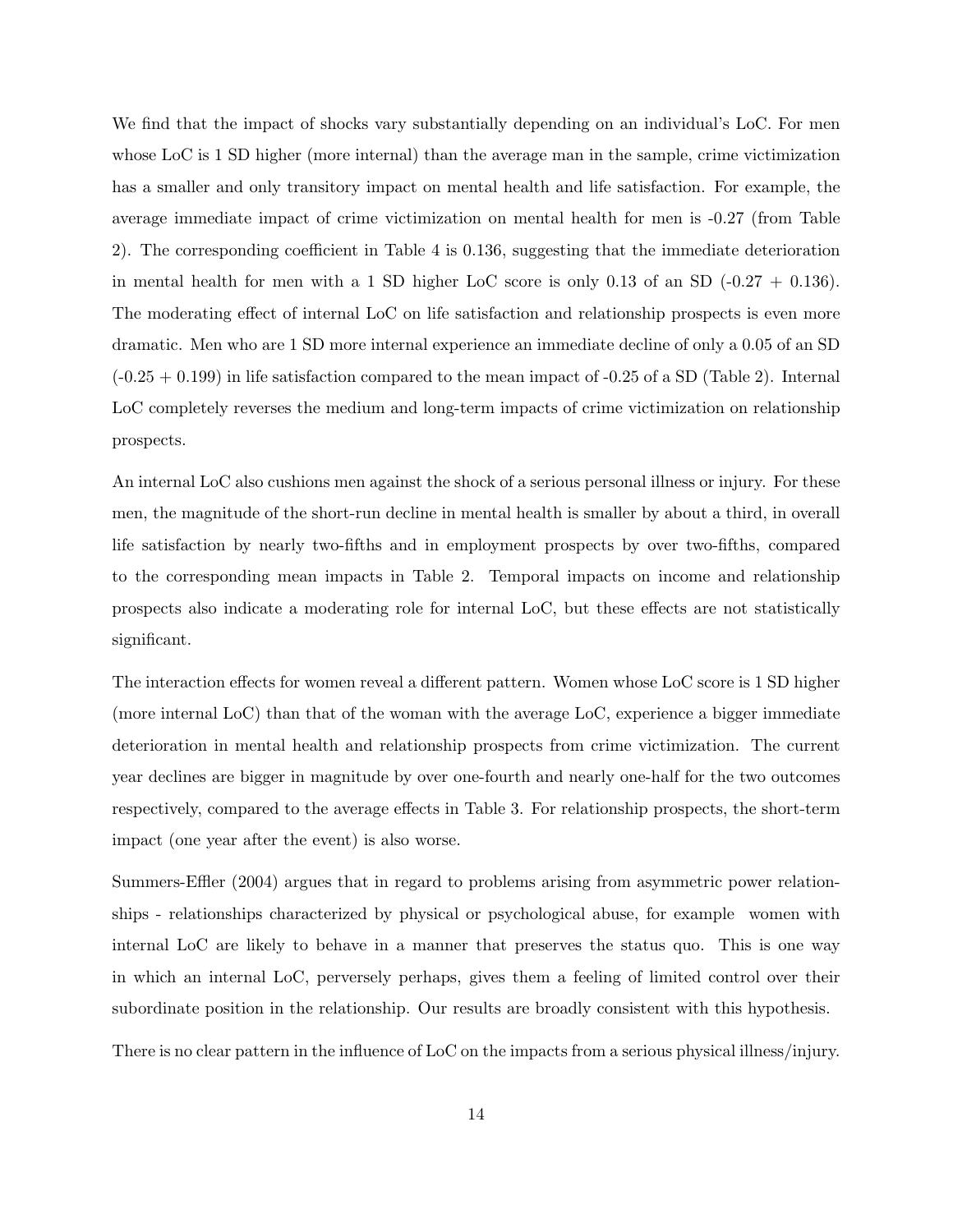We find that the impact of shocks vary substantially depending on an individual's LoC. For men whose LoC is 1 SD higher (more internal) than the average man in the sample, crime victimization has a smaller and only transitory impact on mental health and life satisfaction. For example, the average immediate impact of crime victimization on mental health for men is -0.27 (from Table 2). The corresponding coefficient in Table 4 is 0.136, suggesting that the immediate deterioration in mental health for men with a 1 SD higher LoC score is only 0.13 of an SD (-0.27 + 0.136). The moderating effect of internal LoC on life satisfaction and relationship prospects is even more dramatic. Men who are 1 SD more internal experience an immediate decline of only a 0.05 of an SD (-0.25 + 0.199) in life satisfaction compared to the mean impact of -0.25 of a SD (Table 2). Internal LoC completely reverses the medium and long-term impacts of crime victimization on relationship prospects.

An internal LoC also cushions men against the shock of a serious personal illness or injury. For these men, the magnitude of the short-run decline in mental health is smaller by about a third, in overall life satisfaction by nearly two-fifths and in employment prospects by over two-fifths, compared to the corresponding mean impacts in Table 2. Temporal impacts on income and relationship prospects also indicate a moderating role for internal LoC, but these effects are not statistically significant.

The interaction effects for women reveal a different pattern. Women whose LoC score is 1 SD higher (more internal LoC) than that of the woman with the average LoC, experience a bigger immediate deterioration in mental health and relationship prospects from crime victimization. The current year declines are bigger in magnitude by over one-fourth and nearly one-half for the two outcomes respectively, compared to the average effects in Table 3. For relationship prospects, the short-term impact (one year after the event) is also worse.

Summers-Effler (2004) argues that in regard to problems arising from asymmetric power relationships - relationships characterized by physical or psychological abuse, for example women with internal LoC are likely to behave in a manner that preserves the status quo. This is one way in which an internal LoC, perversely perhaps, gives them a feeling of limited control over their subordinate position in the relationship. Our results are broadly consistent with this hypothesis.

There is no clear pattern in the influence of LoC on the impacts from a serious physical illness/injury.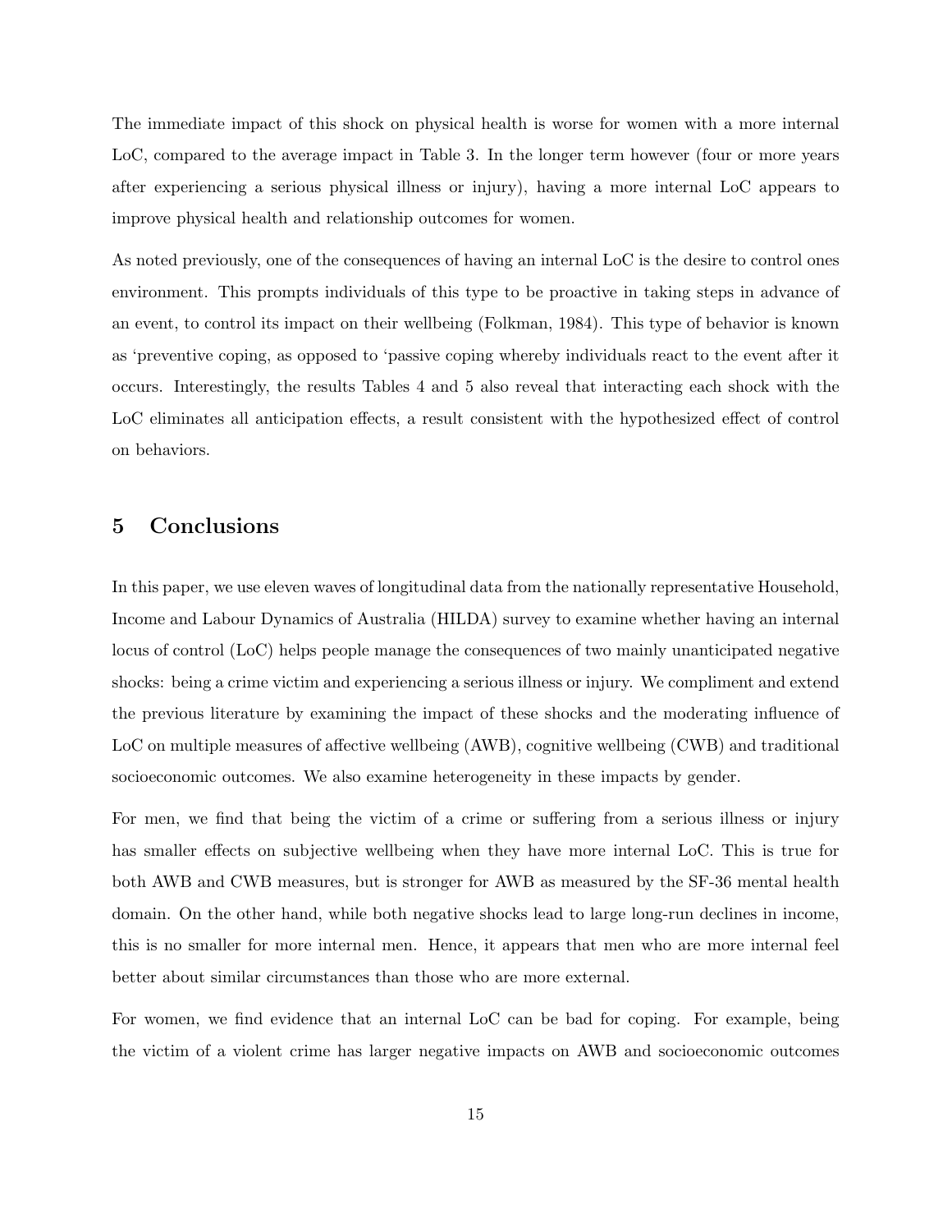The immediate impact of this shock on physical health is worse for women with a more internal LoC, compared to the average impact in Table 3. In the longer term however (four or more years after experiencing a serious physical illness or injury), having a more internal LoC appears to improve physical health and relationship outcomes for women.

As noted previously, one of the consequences of having an internal LoC is the desire to control ones environment. This prompts individuals of this type to be proactive in taking steps in advance of an event, to control its impact on their wellbeing (Folkman, 1984). This type of behavior is known as 'preventive coping, as opposed to 'passive coping whereby individuals react to the event after it occurs. Interestingly, the results Tables 4 and 5 also reveal that interacting each shock with the LoC eliminates all anticipation effects, a result consistent with the hypothesized effect of control on behaviors.

## 5 Conclusions

In this paper, we use eleven waves of longitudinal data from the nationally representative Household, Income and Labour Dynamics of Australia (HILDA) survey to examine whether having an internal locus of control (LoC) helps people manage the consequences of two mainly unanticipated negative shocks: being a crime victim and experiencing a serious illness or injury. We compliment and extend the previous literature by examining the impact of these shocks and the moderating influence of LoC on multiple measures of affective wellbeing (AWB), cognitive wellbeing (CWB) and traditional socioeconomic outcomes. We also examine heterogeneity in these impacts by gender.

For men, we find that being the victim of a crime or suffering from a serious illness or injury has smaller effects on subjective wellbeing when they have more internal LoC. This is true for both AWB and CWB measures, but is stronger for AWB as measured by the SF-36 mental health domain. On the other hand, while both negative shocks lead to large long-run declines in income, this is no smaller for more internal men. Hence, it appears that men who are more internal feel better about similar circumstances than those who are more external.

For women, we find evidence that an internal LoC can be bad for coping. For example, being the victim of a violent crime has larger negative impacts on AWB and socioeconomic outcomes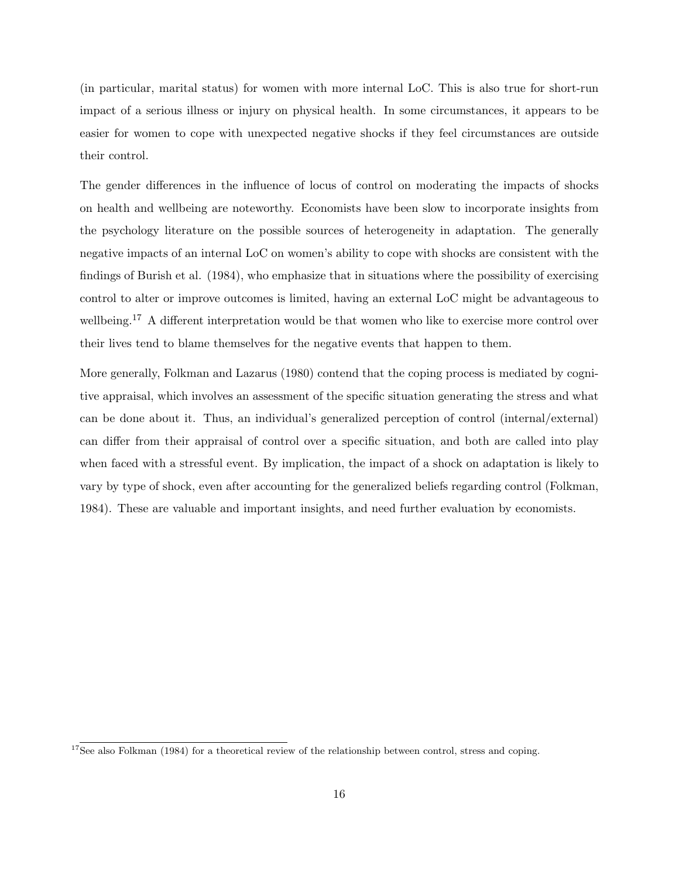(in particular, marital status) for women with more internal LoC. This is also true for short-run impact of a serious illness or injury on physical health. In some circumstances, it appears to be easier for women to cope with unexpected negative shocks if they feel circumstances are outside their control.

The gender differences in the influence of locus of control on moderating the impacts of shocks on health and wellbeing are noteworthy. Economists have been slow to incorporate insights from the psychology literature on the possible sources of heterogeneity in adaptation. The generally negative impacts of an internal LoC on women's ability to cope with shocks are consistent with the findings of Burish et al. (1984), who emphasize that in situations where the possibility of exercising control to alter or improve outcomes is limited, having an external LoC might be advantageous to wellbeing.[17] A different interpretation would be that women who like to exercise more control over their lives tend to blame themselves for the negative events that happen to them.

More generally, Folkman and Lazarus (1980) contend that the coping process is mediated by cognitive appraisal, which involves an assessment of the specific situation generating the stress and what can be done about it. Thus, an individual's generalized perception of control (internal/external) can differ from their appraisal of control over a specific situation, and both are called into play when faced with a stressful event. By implication, the impact of a shock on adaptation is likely to vary by type of shock, even after accounting for the generalized beliefs regarding control (Folkman, 1984). These are valuable and important insights, and need further evaluation by economists.

[17] See also Folkman (1984) for a theoretical review of the relationship between control, stress and coping.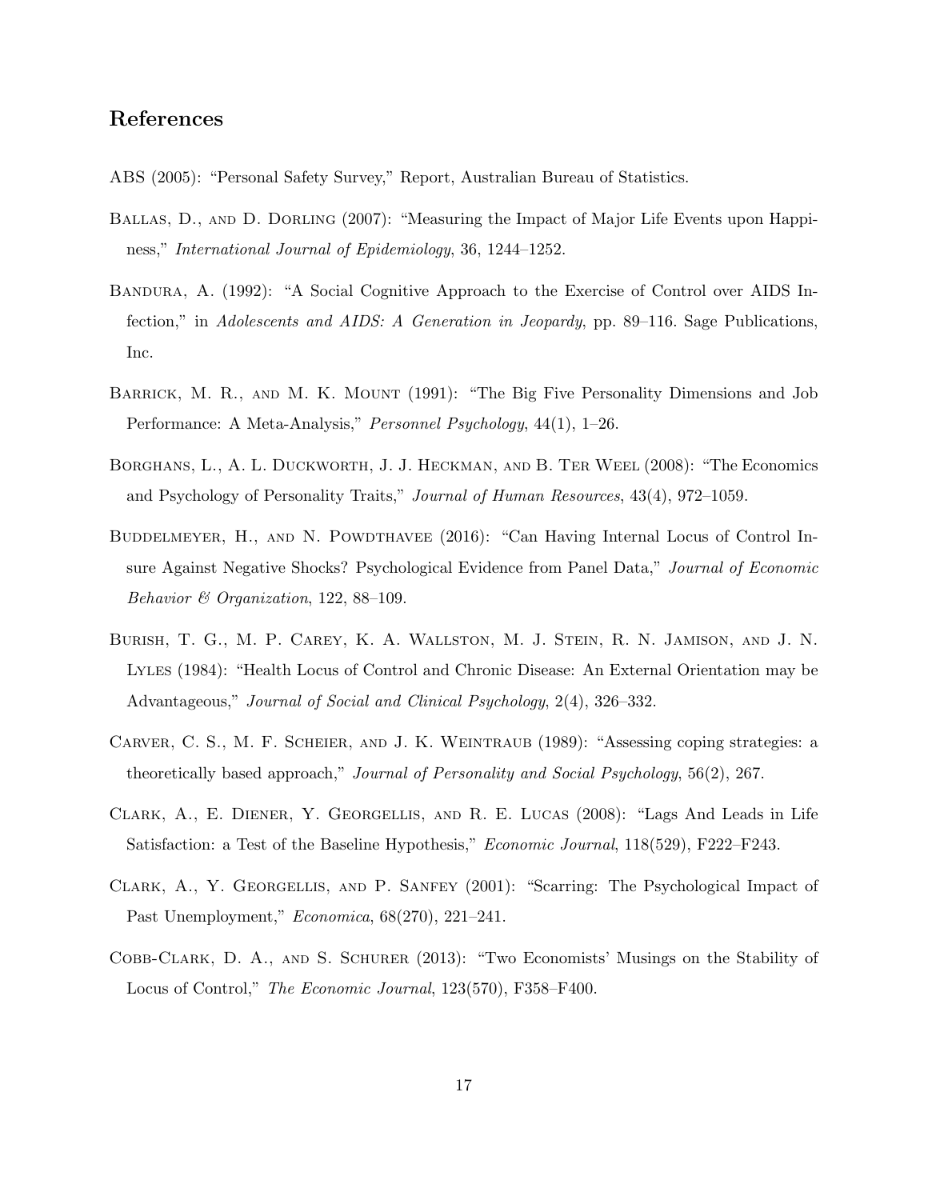## References

ABS (2005): "Personal Safety Survey," Report, Australian Bureau of Statistics.

Ballas, D., and D. Dorling (2007): "Measuring the Impact of Major Life Events upon Happiness," *International Journal of Epidemiology*, 36, 1244–1252.

Bandura, A. (1992): "A Social Cognitive Approach to the Exercise of Control over AIDS Infection," in *Adolescents and AIDS: A Generation in Jeopardy*, pp. 89–116. Sage Publications, Inc.

Barrick, M. R., and M. K. Mount (1991): "The Big Five Personality Dimensions and Job Performance: A Meta-Analysis," *Personnel Psychology*, 44(1), 1–26.

Borghans, L., A. L. Duckworth, J. J. Heckman, and B. Ter Weel (2008): "The Economics and Psychology of Personality Traits," *Journal of Human Resources*, 43(4), 972–1059.

Buddelmeyer, H., and N. Powdthavee (2016): "Can Having Internal Locus of Control Insure Against Negative Shocks? Psychological Evidence from Panel Data," *Journal of Economic Behavior & Organization*, 122, 88–109.

Burish, T. G., M. P. Carey, K. A. Wallston, M. J. Stein, R. N. Jamison, and J. N. Lyles (1984): "Health Locus of Control and Chronic Disease: An External Orientation may be Advantageous," *Journal of Social and Clinical Psychology*, 2(4), 326–332.

Carver, C. S., M. F. Scheier, and J. K. Weintraub (1989): "Assessing coping strategies: a theoretically based approach," *Journal of Personality and Social Psychology*, 56(2), 267.

Clark, A., E. Diener, Y. Georgellis, and R. E. Lucas (2008): "Lags And Leads in Life Satisfaction: a Test of the Baseline Hypothesis," *Economic Journal*, 118(529), F222–F243.

Clark, A., Y. Georgellis, and P. Sanfey (2001): "Scarring: The Psychological Impact of Past Unemployment," *Economica*, 68(270), 221–241.

Cobb-Clark, D. A., and S. Schurer (2013): "Two Economists' Musings on the Stability of Locus of Control," *The Economic Journal*, 123(570), F358–F400.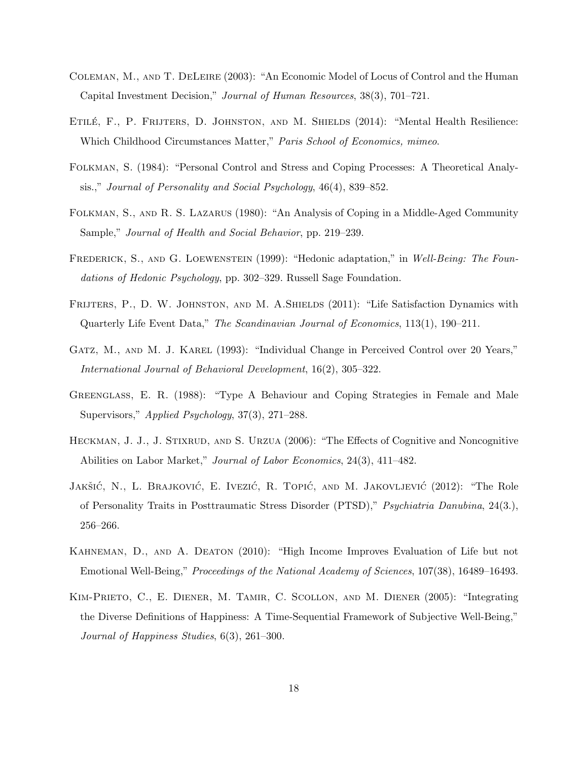Coleman, M., and T. DeLeire (2003): "An Economic Model of Locus of Control and the Human Capital Investment Decision," *Journal of Human Resources*, 38(3), 701–721.

Etilé, F., P. Frijters, D. Johnston, and M. Shields (2014): "Mental Health Resilience: Which Childhood Circumstances Matter," *Paris School of Economics, mimeo*.

Folkman, S. (1984): "Personal Control and Stress and Coping Processes: A Theoretical Analysis.," *Journal of Personality and Social Psychology*, 46(4), 839–852.

Folkman, S., and R. S. Lazarus (1980): "An Analysis of Coping in a Middle-Aged Community Sample," *Journal of Health and Social Behavior*, pp. 219–239.

Frederick, S., and G. Loewenstein (1999): "Hedonic adaptation," in *Well-Being: The Foundations of Hedonic Psychology*, pp. 302–329. Russell Sage Foundation.

Frijters, P., D. W. Johnston, and M. A.Shields (2011): "Life Satisfaction Dynamics with Quarterly Life Event Data," *The Scandinavian Journal of Economics*, 113(1), 190–211.

Gatz, M., and M. J. Karel (1993): "Individual Change in Perceived Control over 20 Years," *International Journal of Behavioral Development*, 16(2), 305–322.

Greenglass, E. R. (1988): "Type A Behaviour and Coping Strategies in Female and Male Supervisors," *Applied Psychology*, 37(3), 271–288.

Heckman, J. J., J. Stixrud, and S. Urzua (2006): "The Effects of Cognitive and Noncognitive Abilities on Labor Market," *Journal of Labor Economics*, 24(3), 411–482.

Jakšić, N., L. Brajković, E. Ivezić, R. Topić, and M. Jakovljević (2012): "The Role of Personality Traits in Posttraumatic Stress Disorder (PTSD)," *Psychiatria Danubina*, 24(3.), 256–266.

Kahneman, D., and A. Deaton (2010): "High Income Improves Evaluation of Life but not Emotional Well-Being," *Proceedings of the National Academy of Sciences*, 107(38), 16489–16493.

Kim-Prieto, C., E. Diener, M. Tamir, C. Scollon, and M. Diener (2005): "Integrating the Diverse Definitions of Happiness: A Time-Sequential Framework of Subjective Well-Being," *Journal of Happiness Studies*, 6(3), 261–300.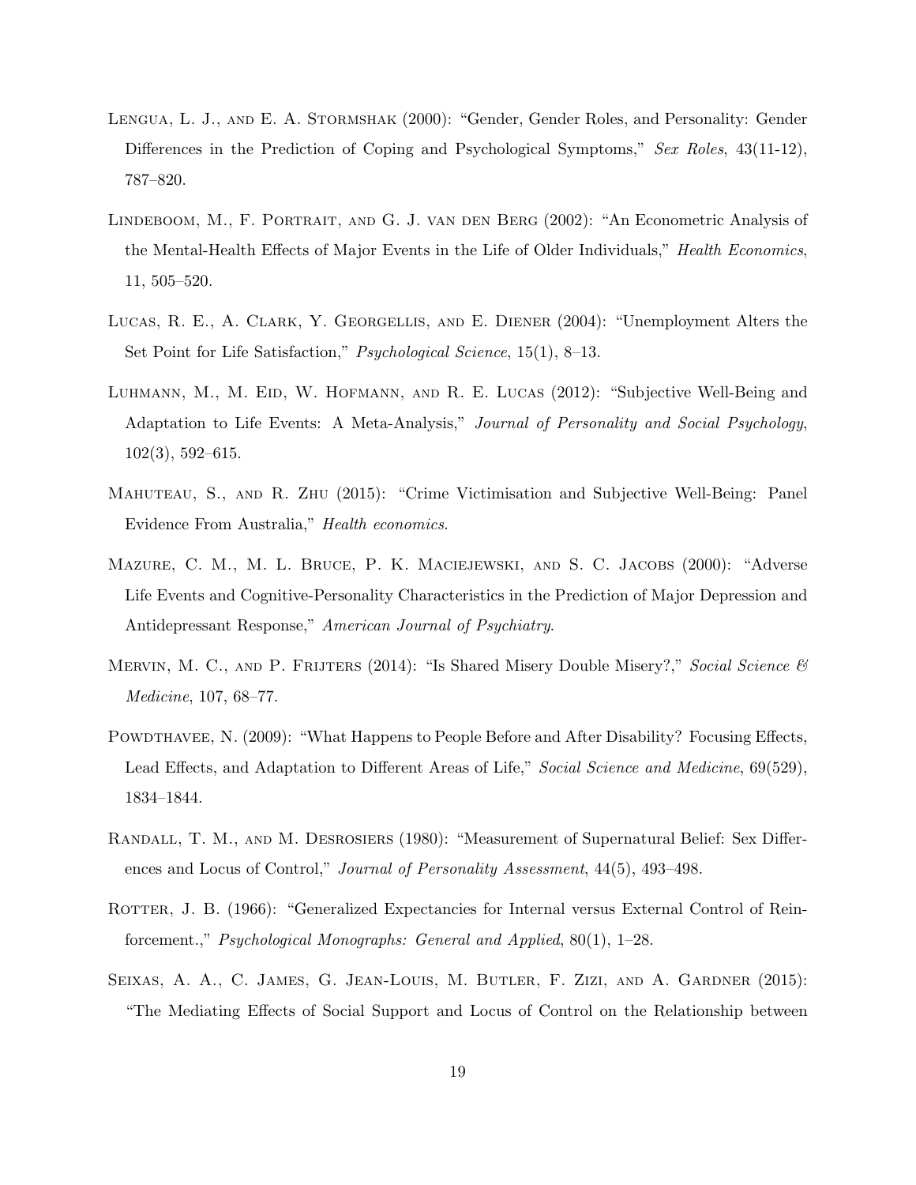Lengua, L. J., and E. A. Stormshak (2000): "Gender, Gender Roles, and Personality: Gender Differences in the Prediction of Coping and Psychological Symptoms," *Sex Roles*, 43(11-12), 787–820.

Lindeboom, M., F. Portrait, and G. J. van den Berg (2002): "An Econometric Analysis of the Mental-Health Effects of Major Events in the Life of Older Individuals," *Health Economics*, 11, 505–520.

Lucas, R. E., A. Clark, Y. Georgellis, and E. Diener (2004): "Unemployment Alters the Set Point for Life Satisfaction," *Psychological Science*, 15(1), 8–13.

Luhmann, M., M. Eid, W. Hofmann, and R. E. Lucas (2012): "Subjective Well-Being and Adaptation to Life Events: A Meta-Analysis," *Journal of Personality and Social Psychology*, 102(3), 592–615.

Mahuteau, S., and R. Zhu (2015): "Crime Victimisation and Subjective Well-Being: Panel Evidence From Australia," *Health economics*.

Mazure, C. M., M. L. Bruce, P. K. Maciejewski, and S. C. Jacobs (2000): "Adverse Life Events and Cognitive-Personality Characteristics in the Prediction of Major Depression and Antidepressant Response," *American Journal of Psychiatry*.

Mervin, M. C., and P. Frijters (2014): "Is Shared Misery Double Misery?," *Social Science & Medicine*, 107, 68–77.

Powdthavee, N. (2009): "What Happens to People Before and After Disability? Focusing Effects, Lead Effects, and Adaptation to Different Areas of Life," *Social Science and Medicine*, 69(529), 1834–1844.

Randall, T. M., and M. Desrosiers (1980): "Measurement of Supernatural Belief: Sex Differences and Locus of Control," *Journal of Personality Assessment*, 44(5), 493–498.

Rotter, J. B. (1966): "Generalized Expectancies for Internal versus External Control of Reinforcement.," *Psychological Monographs: General and Applied*, 80(1), 1–28.

Seixas, A. A., C. James, G. Jean-Louis, M. Butler, F. Zizi, and A. Gardner (2015): "The Mediating Effects of Social Support and Locus of Control on the Relationship between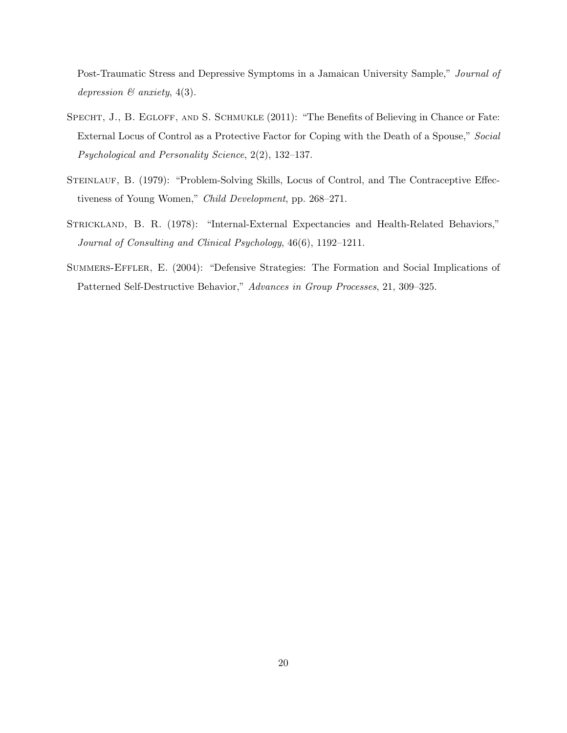Post-Traumatic Stress and Depressive Symptoms in a Jamaican University Sample," *Journal of depression & anxiety*, 4(3).

Specht, J., B. Egloff, and S. Schmukle (2011): "The Benefits of Believing in Chance or Fate: External Locus of Control as a Protective Factor for Coping with the Death of a Spouse," *Social Psychological and Personality Science*, 2(2), 132–137.

Steinlauf, B. (1979): "Problem-Solving Skills, Locus of Control, and The Contraceptive Effectiveness of Young Women," *Child Development*, pp. 268–271.

Strickland, B. R. (1978): "Internal-External Expectancies and Health-Related Behaviors," *Journal of Consulting and Clinical Psychology*, 46(6), 1192–1211.

Summers-Effler, E. (2004): "Defensive Strategies: The Formation and Social Implications of Patterned Self-Destructive Behavior," *Advances in Group Processes*, 21, 309–325.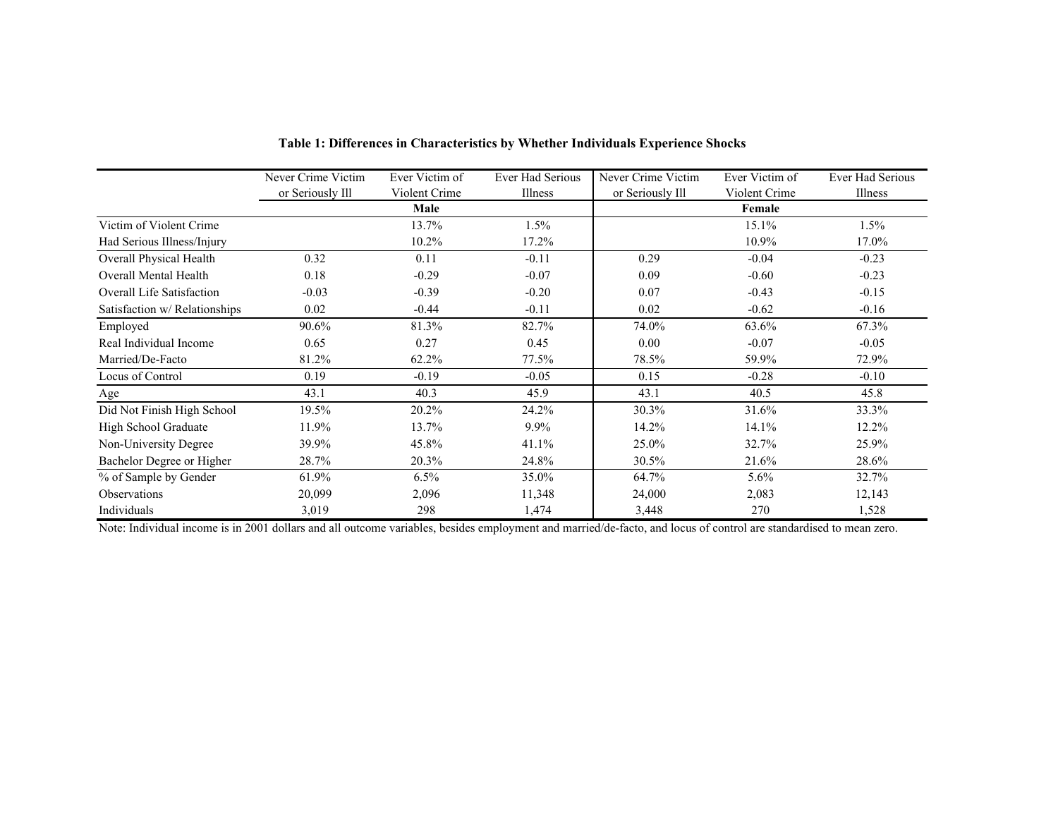**Table 1: Differences in Characteristics by Whether Individuals Experience Shocks**

| | Never Crime Victim or Seriously Ill | Ever Victim of Violent Crime | Ever Had Serious Illness | Never Crime Victim or Seriously Ill | Ever Victim of Violent Crime | Ever Had Serious Illness |
|---|---|---|---|---|---|---|
| | | **Male** | | | **Female** | |
| Victim of Violent Crime | | 13.7% | 1.5% | | 15.1% | 1.5% |
| Had Serious Illness/Injury | | 10.2% | 17.2% | | 10.9% | 17.0% |
| Overall Physical Health | 0.32 | 0.11 | -0.11 | 0.29 | -0.04 | -0.23 |
| Overall Mental Health | 0.18 | -0.29 | -0.07 | 0.09 | -0.60 | -0.23 |
| Overall Life Satisfaction | -0.03 | -0.39 | -0.20 | 0.07 | -0.43 | -0.15 |
| Satisfaction w/ Relationships | 0.02 | -0.44 | -0.11 | 0.02 | -0.62 | -0.16 |
| Employed | 90.6% | 81.3% | 82.7% | 74.0% | 63.6% | 67.3% |
| Real Individual Income | 0.65 | 0.27 | 0.45 | 0.00 | -0.07 | -0.05 |
| Married/De-Facto | 81.2% | 62.2% | 77.5% | 78.5% | 59.9% | 72.9% |
| Locus of Control | 0.19 | -0.19 | -0.05 | 0.15 | -0.28 | -0.10 |
| Age | 43.1 | 40.3 | 45.9 | 43.1 | 40.5 | 45.8 |
| Did Not Finish High School | 19.5% | 20.2% | 24.2% | 30.3% | 31.6% | 33.3% |
| High School Graduate | 11.9% | 13.7% | 9.9% | 14.2% | 14.1% | 12.2% |
| Non-University Degree | 39.9% | 45.8% | 41.1% | 25.0% | 32.7% | 25.9% |
| Bachelor Degree or Higher | 28.7% | 20.3% | 24.8% | 30.5% | 21.6% | 28.6% |
| % of Sample by Gender | 61.9% | 6.5% | 35.0% | 64.7% | 5.6% | 32.7% |
| Observations | 20,099 | 2,096 | 11,348 | 24,000 | 2,083 | 12,143 |
| Individuals | 3,019 | 298 | 1,474 | 3,448 | 270 | 1,528 |

Note: Individual income is in 2001 dollars and all outcome variables, besides employment and married/de-facto, and locus of control are standardised to mean zero.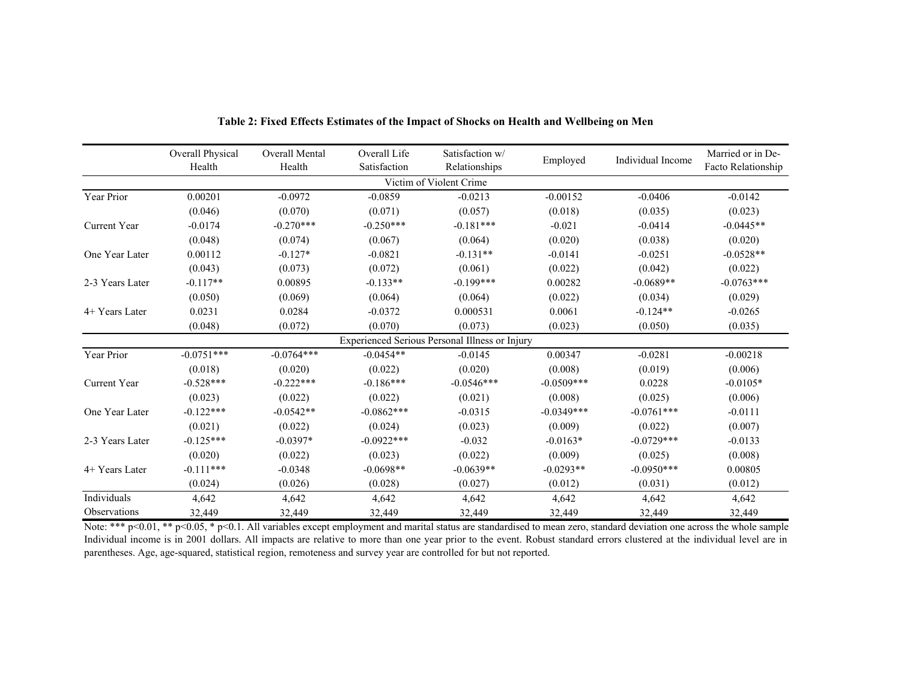**Table 2: Fixed Effects Estimates of the Impact of Shocks on Health and Wellbeing on Men**

| | Overall Physical Health | Overall Mental Health | Overall Life Satisfaction | Satisfaction w/ Relationships | Employed | Individual Income | Married or in De-Facto Relationship |
|---|---|---|---|---|---|---|---|
| | | | | Victim of Violent Crime | | | |
| Year Prior | 0.00201 | -0.0972 | -0.0859 | -0.0213 | -0.00152 | -0.0406 | -0.0142 |
| | (0.046) | (0.070) | (0.071) | (0.057) | (0.018) | (0.035) | (0.023) |
| Current Year | -0.0174 | -0.270*** | -0.250*** | -0.181*** | -0.021 | -0.0414 | -0.0445** |
| | (0.048) | (0.074) | (0.067) | (0.064) | (0.020) | (0.038) | (0.020) |
| One Year Later | 0.00112 | -0.127* | -0.0821 | -0.131** | -0.0141 | -0.0251 | -0.0528** |
| | (0.043) | (0.073) | (0.072) | (0.061) | (0.022) | (0.042) | (0.022) |
| 2-3 Years Later | -0.117** | 0.00895 | -0.133** | -0.199*** | 0.00282 | -0.0689** | -0.0763*** |
| | (0.050) | (0.069) | (0.064) | (0.064) | (0.022) | (0.034) | (0.029) |
| 4+ Years Later | 0.0231 | 0.0284 | -0.0372 | 0.000531 | 0.0061 | -0.124** | -0.0265 |
| | (0.048) | (0.072) | (0.070) | (0.073) | (0.023) | (0.050) | (0.035) |
| | | | | Experienced Serious Personal Illness or Injury | | | |
| Year Prior | -0.0751*** | -0.0764*** | -0.0454** | -0.0145 | 0.00347 | -0.0281 | -0.00218 |
| | (0.018) | (0.020) | (0.022) | (0.020) | (0.008) | (0.019) | (0.006) |
| Current Year | -0.528*** | -0.222*** | -0.186*** | -0.0546*** | -0.0509*** | 0.0228 | -0.0105* |
| | (0.023) | (0.022) | (0.022) | (0.021) | (0.008) | (0.025) | (0.006) |
| One Year Later | -0.122*** | -0.0542** | -0.0862*** | -0.0315 | -0.0349*** | -0.0761*** | -0.0111 |
| | (0.021) | (0.022) | (0.024) | (0.023) | (0.009) | (0.022) | (0.007) |
| 2-3 Years Later | -0.125*** | -0.0397* | -0.0922*** | -0.032 | -0.0163* | -0.0729*** | -0.0133 |
| | (0.020) | (0.022) | (0.023) | (0.022) | (0.009) | (0.025) | (0.008) |
| 4+ Years Later | -0.111*** | -0.0348 | -0.0698** | -0.0639** | -0.0293** | -0.0950*** | 0.00805 |
| | (0.024) | (0.026) | (0.028) | (0.027) | (0.012) | (0.031) | (0.012) |
| Individuals | 4,642 | 4,642 | 4,642 | 4,642 | 4,642 | 4,642 | 4,642 |
| Observations | 32,449 | 32,449 | 32,449 | 32,449 | 32,449 | 32,449 | 32,449 |

Note: *** p<0.01, ** p<0.05, * p<0.1. All variables except employment and marital status are standardised to mean zero, standard deviation one across the whole sample Individual income is in 2001 dollars. All impacts are relative to more than one year prior to the event. Robust standard errors clustered at the individual level are in parentheses. Age, age-squared, statistical region, remoteness and survey year are controlled for but not reported.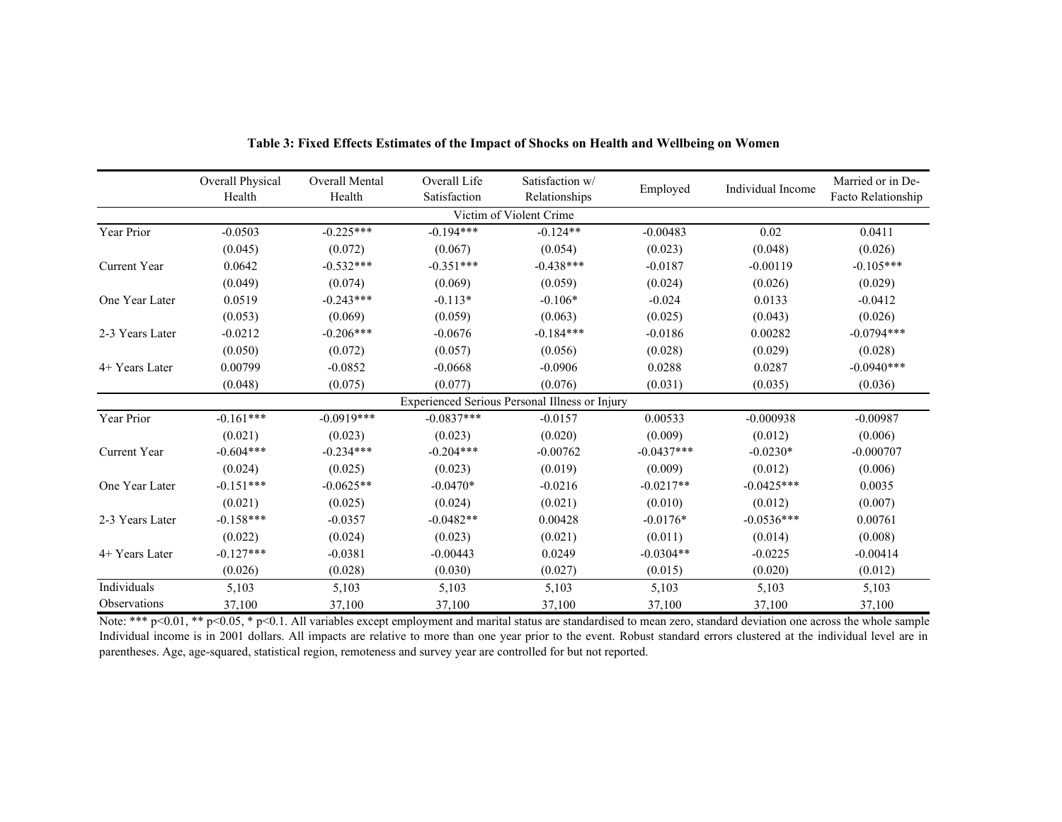**Table 3: Fixed Effects Estimates of the Impact of Shocks on Health and Wellbeing on Women**

| | Overall Physical Health | Overall Mental Health | Overall Life Satisfaction | Satisfaction w/ Relationships | Employed | Individual Income | Married or in De-Facto Relationship |
|---|---|---|---|---|---|---|---|
| **Victim of Violent Crime** | | | | | | | |
| Year Prior | -0.0503 | -0.225*** | -0.194*** | -0.124** | -0.00483 | 0.02 | 0.0411 |
| | (0.045) | (0.072) | (0.067) | (0.054) | (0.023) | (0.048) | (0.026) |
| Current Year | 0.0642 | -0.532*** | -0.351*** | -0.438*** | -0.0187 | -0.00119 | -0.105*** |
| | (0.049) | (0.074) | (0.069) | (0.059) | (0.024) | (0.026) | (0.029) |
| One Year Later | 0.0519 | -0.243*** | -0.113* | -0.106* | -0.024 | 0.0133 | -0.0412 |
| | (0.053) | (0.069) | (0.059) | (0.063) | (0.025) | (0.043) | (0.026) |
| 2-3 Years Later | -0.0212 | -0.206*** | -0.0676 | -0.184*** | -0.0186 | 0.00282 | -0.0794*** |
| | (0.050) | (0.072) | (0.057) | (0.056) | (0.028) | (0.029) | (0.028) |
| 4+ Years Later | 0.00799 | -0.0852 | -0.0668 | -0.0906 | 0.0288 | 0.0287 | -0.0940*** |
| | (0.048) | (0.075) | (0.077) | (0.076) | (0.031) | (0.035) | (0.036) |
| **Experienced Serious Personal Illness or Injury** | | | | | | | |
| Year Prior | -0.161*** | -0.0919*** | -0.0837*** | -0.0157 | 0.00533 | -0.000938 | -0.00987 |
| | (0.021) | (0.023) | (0.023) | (0.020) | (0.009) | (0.012) | (0.006) |
| Current Year | -0.604*** | -0.234*** | -0.204*** | -0.00762 | -0.0437*** | -0.0230* | -0.000707 |
| | (0.024) | (0.025) | (0.023) | (0.019) | (0.009) | (0.012) | (0.006) |
| One Year Later | -0.151*** | -0.0625** | -0.0470* | -0.0216 | -0.0217** | -0.0425*** | 0.0035 |
| | (0.021) | (0.025) | (0.024) | (0.021) | (0.010) | (0.012) | (0.007) |
| 2-3 Years Later | -0.158*** | -0.0357 | -0.0482** | 0.00428 | -0.0176* | -0.0536*** | 0.00761 |
| | (0.022) | (0.024) | (0.023) | (0.021) | (0.011) | (0.014) | (0.008) |
| 4+ Years Later | -0.127*** | -0.0381 | -0.00443 | 0.0249 | -0.0304** | -0.0225 | -0.00414 |
| | (0.026) | (0.028) | (0.030) | (0.027) | (0.015) | (0.020) | (0.012) |
| Individuals | 5,103 | 5,103 | 5,103 | 5,103 | 5,103 | 5,103 | 5,103 |
| Observations | 37,100 | 37,100 | 37,100 | 37,100 | 37,100 | 37,100 | 37,100 |

Note: *** p<0.01, ** p<0.05, * p<0.1. All variables except employment and marital status are standardised to mean zero, standard deviation one across the whole sample Individual income is in 2001 dollars. All impacts are relative to more than one year prior to the event. Robust standard errors clustered at the individual level are in parentheses. Age, age-squared, statistical region, remoteness and survey year are controlled for but not reported.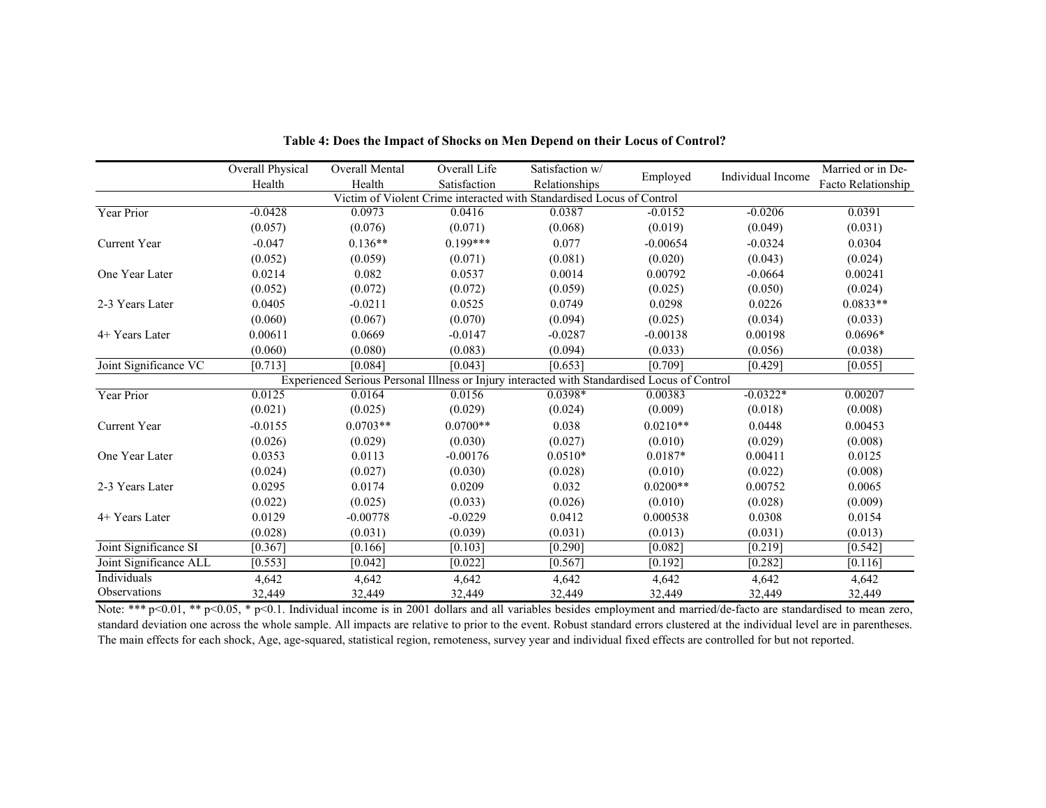**Table 4: Does the Impact of Shocks on Men Depend on their Locus of Control?**

| | Overall Physical Health | Overall Mental Health | Overall Life Satisfaction | Satisfaction w/ Relationships | Employed | Individual Income | Married or in De-Facto Relationship |
|---|---|---|---|---|---|---|---|
| | Victim of Violent Crime interacted with Standardised Locus of Control | | | | | | |
| Year Prior | -0.0428 | 0.0973 | 0.0416 | 0.0387 | -0.0152 | -0.0206 | 0.0391 |
| | (0.057) | (0.076) | (0.071) | (0.068) | (0.019) | (0.049) | (0.031) |
| Current Year | -0.047 | 0.136** | 0.199*** | 0.077 | -0.00654 | -0.0324 | 0.0304 |
| | (0.052) | (0.059) | (0.071) | (0.081) | (0.020) | (0.043) | (0.024) |
| One Year Later | 0.0214 | 0.082 | 0.0537 | 0.0014 | 0.00792 | -0.0664 | 0.00241 |
| | (0.052) | (0.072) | (0.072) | (0.059) | (0.025) | (0.050) | (0.024) |
| 2-3 Years Later | 0.0405 | -0.0211 | 0.0525 | 0.0749 | 0.0298 | 0.0226 | 0.0833** |
| | (0.060) | (0.067) | (0.070) | (0.094) | (0.025) | (0.034) | (0.033) |
| 4+ Years Later | 0.00611 | 0.0669 | -0.0147 | -0.0287 | -0.00138 | 0.00198 | 0.0696* |
| | (0.060) | (0.080) | (0.083) | (0.094) | (0.033) | (0.056) | (0.038) |
| Joint Significance VC | [0.713] | [0.084] | [0.043] | [0.653] | [0.709] | [0.429] | [0.055] |
| | Experienced Serious Personal Illness or Injury interacted with Standardised Locus of Control | | | | | | |
| Year Prior | 0.0125 | 0.0164 | 0.0156 | 0.0398* | 0.00383 | -0.0322* | 0.00207 |
| | (0.021) | (0.025) | (0.029) | (0.024) | (0.009) | (0.018) | (0.008) |
| Current Year | -0.0155 | 0.0703** | 0.0700** | 0.038 | 0.0210** | 0.0448 | 0.00453 |
| | (0.026) | (0.029) | (0.030) | (0.027) | (0.010) | (0.029) | (0.008) |
| One Year Later | 0.0353 | 0.0113 | -0.00176 | 0.0510* | 0.0187* | 0.00411 | 0.0125 |
| | (0.024) | (0.027) | (0.030) | (0.028) | (0.010) | (0.022) | (0.008) |
| 2-3 Years Later | 0.0295 | 0.0174 | 0.0209 | 0.032 | 0.0200** | 0.00752 | 0.0065 |
| | (0.022) | (0.025) | (0.033) | (0.026) | (0.010) | (0.028) | (0.009) |
| 4+ Years Later | 0.0129 | -0.00778 | -0.0229 | 0.0412 | 0.000538 | 0.0308 | 0.0154 |
| | (0.028) | (0.031) | (0.039) | (0.031) | (0.013) | (0.031) | (0.013) |
| Joint Significance SI | [0.367] | [0.166] | [0.103] | [0.290] | [0.082] | [0.219] | [0.542] |
| Joint Significance ALL | [0.553] | [0.042] | [0.022] | [0.567] | [0.192] | [0.282] | [0.116] |
| Individuals | 4,642 | 4,642 | 4,642 | 4,642 | 4,642 | 4,642 | 4,642 |
| Observations | 32,449 | 32,449 | 32,449 | 32,449 | 32,449 | 32,449 | 32,449 |

Note: *** p<0.01, ** p<0.05, * p<0.1. Individual income is in 2001 dollars and all variables besides employment and married/de-facto are standardised to mean zero, standard deviation one across the whole sample. All impacts are relative to prior to the event. Robust standard errors clustered at the individual level are in parentheses. The main effects for each shock, Age, age-squared, statistical region, remoteness, survey year and individual fixed effects are controlled for but not reported.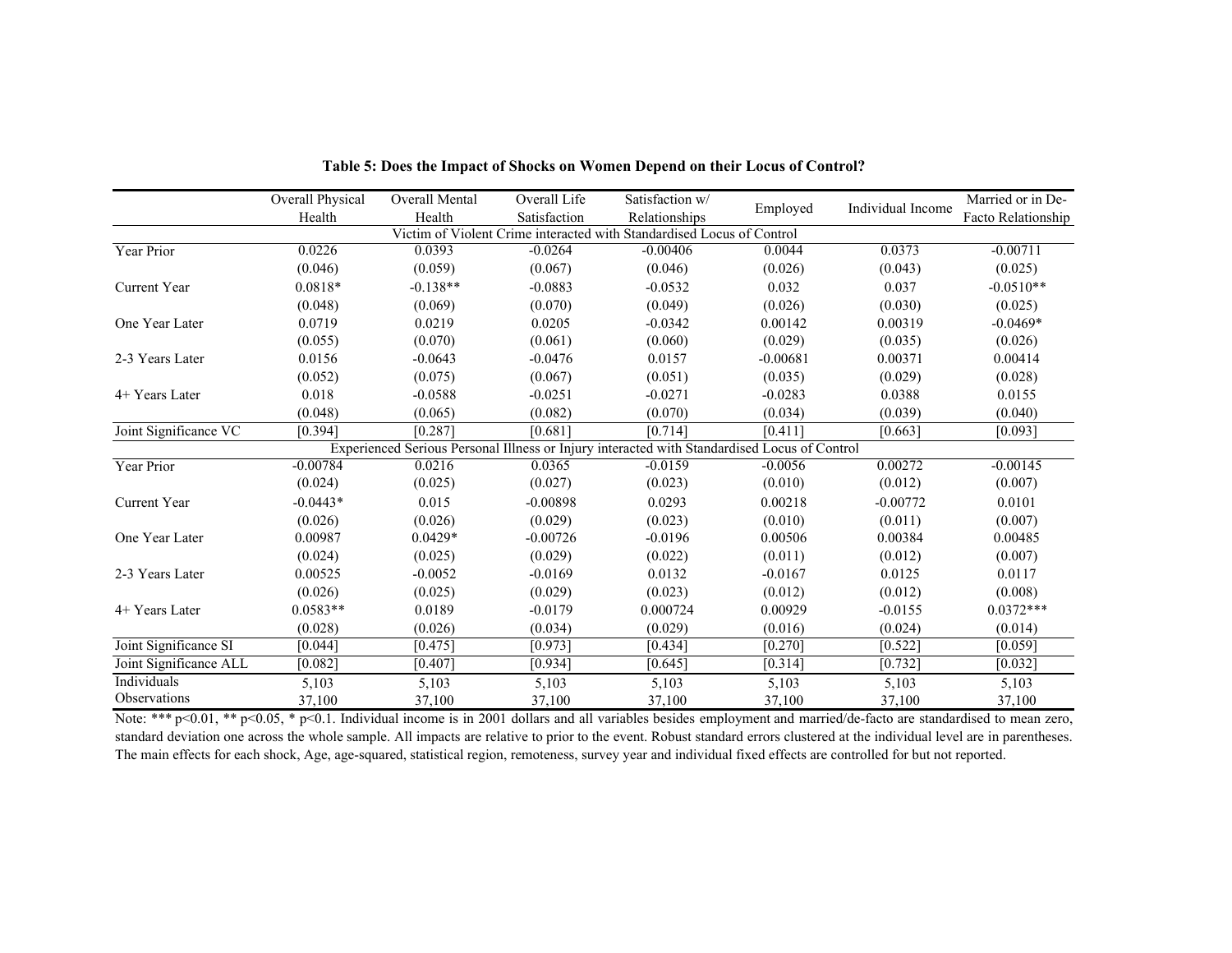**Table 5: Does the Impact of Shocks on Women Depend on their Locus of Control?**

| | Overall Physical Health | Overall Mental Health | Overall Life Satisfaction | Satisfaction w/ Relationships | Employed | Individual Income | Married or in De-Facto Relationship |
|---|---|---|---|---|---|---|---|
| | Victim of Violent Crime interacted with Standardised Locus of Control | | | | | | |
| Year Prior | 0.0226 | 0.0393 | -0.0264 | -0.00406 | 0.0044 | 0.0373 | -0.00711 |
| | (0.046) | (0.059) | (0.067) | (0.046) | (0.026) | (0.043) | (0.025) |
| Current Year | 0.0818* | -0.138** | -0.0883 | -0.0532 | 0.032 | 0.037 | -0.0510** |
| | (0.048) | (0.069) | (0.070) | (0.049) | (0.026) | (0.030) | (0.025) |
| One Year Later | 0.0719 | 0.0219 | 0.0205 | -0.0342 | 0.00142 | 0.00319 | -0.0469* |
| | (0.055) | (0.070) | (0.061) | (0.060) | (0.029) | (0.035) | (0.026) |
| 2-3 Years Later | 0.0156 | -0.0643 | -0.0476 | 0.0157 | -0.00681 | 0.00371 | 0.00414 |
| | (0.052) | (0.075) | (0.067) | (0.051) | (0.035) | (0.029) | (0.028) |
| 4+ Years Later | 0.018 | -0.0588 | -0.0251 | -0.0271 | -0.0283 | 0.0388 | 0.0155 |
| | (0.048) | (0.065) | (0.082) | (0.070) | (0.034) | (0.039) | (0.040) |
| Joint Significance VC | [0.394] | [0.287] | [0.681] | [0.714] | [0.411] | [0.663] | [0.093] |
| | Experienced Serious Personal Illness or Injury interacted with Standardised Locus of Control | | | | | | |
| Year Prior | -0.00784 | 0.0216 | 0.0365 | -0.0159 | -0.0056 | 0.00272 | -0.00145 |
| | (0.024) | (0.025) | (0.027) | (0.023) | (0.010) | (0.012) | (0.007) |
| Current Year | -0.0443* | 0.015 | -0.00898 | 0.0293 | 0.00218 | -0.00772 | 0.0101 |
| | (0.026) | (0.026) | (0.029) | (0.023) | (0.010) | (0.011) | (0.007) |
| One Year Later | 0.00987 | 0.0429* | -0.00726 | -0.0196 | 0.00506 | 0.00384 | 0.00485 |
| | (0.024) | (0.025) | (0.029) | (0.022) | (0.011) | (0.012) | (0.007) |
| 2-3 Years Later | 0.00525 | -0.0052 | -0.0169 | 0.0132 | -0.0167 | 0.0125 | 0.0117 |
| | (0.026) | (0.025) | (0.029) | (0.023) | (0.012) | (0.012) | (0.008) |
| 4+ Years Later | 0.0583** | 0.0189 | -0.0179 | 0.000724 | 0.00929 | -0.0155 | 0.0372*** |
| | (0.028) | (0.026) | (0.034) | (0.029) | (0.016) | (0.024) | (0.014) |
| Joint Significance SI | [0.044] | [0.475] | [0.973] | [0.434] | [0.270] | [0.522] | [0.059] |
| Joint Significance ALL | [0.082] | [0.407] | [0.934] | [0.645] | [0.314] | [0.732] | [0.032] |
| Individuals | 5,103 | 5,103 | 5,103 | 5,103 | 5,103 | 5,103 | 5,103 |
| Observations | 37,100 | 37,100 | 37,100 | 37,100 | 37,100 | 37,100 | 37,100 |

Note: *** p<0.01, ** p<0.05, * p<0.1. Individual income is in 2001 dollars and all variables besides employment and married/de-facto are standardised to mean zero, standard deviation one across the whole sample. All impacts are relative to prior to the event. Robust standard errors clustered at the individual level are in parentheses. The main effects for each shock, Age, age-squared, statistical region, remoteness, survey year and individual fixed effects are controlled for but not reported.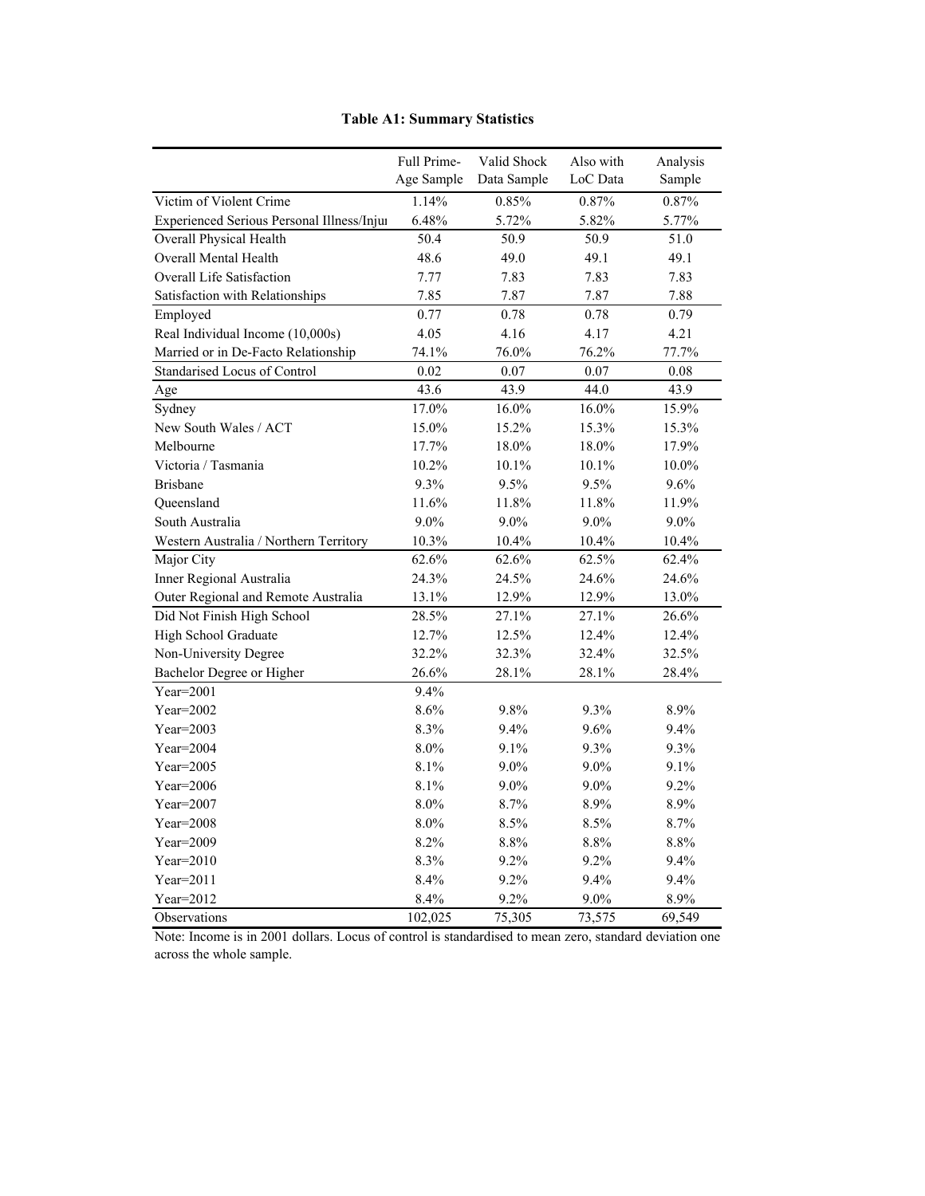**Table A1: Summary Statistics**

| | Full Prime-Age Sample | Valid Shock Data Sample | Also with LoC Data | Analysis Sample |
|---|---|---|---|---|
| Victim of Violent Crime | 1.14% | 0.85% | 0.87% | 0.87% |
| Experienced Serious Personal Illness/Injui | 6.48% | 5.72% | 5.82% | 5.77% |
| Overall Physical Health | 50.4 | 50.9 | 50.9 | 51.0 |
| Overall Mental Health | 48.6 | 49.0 | 49.1 | 49.1 |
| Overall Life Satisfaction | 7.77 | 7.83 | 7.83 | 7.83 |
| Satisfaction with Relationships | 7.85 | 7.87 | 7.87 | 7.88 |
| Employed | 0.77 | 0.78 | 0.78 | 0.79 |
| Real Individual Income (10,000s) | 4.05 | 4.16 | 4.17 | 4.21 |
| Married or in De-Facto Relationship | 74.1% | 76.0% | 76.2% | 77.7% |
| Standarised Locus of Control | 0.02 | 0.07 | 0.07 | 0.08 |
| Age | 43.6 | 43.9 | 44.0 | 43.9 |
| Sydney | 17.0% | 16.0% | 16.0% | 15.9% |
| New South Wales / ACT | 15.0% | 15.2% | 15.3% | 15.3% |
| Melbourne | 17.7% | 18.0% | 18.0% | 17.9% |
| Victoria / Tasmania | 10.2% | 10.1% | 10.1% | 10.0% |
| Brisbane | 9.3% | 9.5% | 9.5% | 9.6% |
| Queensland | 11.6% | 11.8% | 11.8% | 11.9% |
| South Australia | 9.0% | 9.0% | 9.0% | 9.0% |
| Western Australia / Northern Territory | 10.3% | 10.4% | 10.4% | 10.4% |
| Major City | 62.6% | 62.6% | 62.5% | 62.4% |
| Inner Regional Australia | 24.3% | 24.5% | 24.6% | 24.6% |
| Outer Regional and Remote Australia | 13.1% | 12.9% | 12.9% | 13.0% |
| Did Not Finish High School | 28.5% | 27.1% | 27.1% | 26.6% |
| High School Graduate | 12.7% | 12.5% | 12.4% | 12.4% |
| Non-University Degree | 32.2% | 32.3% | 32.4% | 32.5% |
| Bachelor Degree or Higher | 26.6% | 28.1% | 28.1% | 28.4% |
| Year=2001 | 9.4% | | | |
| Year=2002 | 8.6% | 9.8% | 9.3% | 8.9% |
| Year=2003 | 8.3% | 9.4% | 9.6% | 9.4% |
| Year=2004 | 8.0% | 9.1% | 9.3% | 9.3% |
| Year=2005 | 8.1% | 9.0% | 9.0% | 9.1% |
| Year=2006 | 8.1% | 9.0% | 9.0% | 9.2% |
| Year=2007 | 8.0% | 8.7% | 8.9% | 8.9% |
| Year=2008 | 8.0% | 8.5% | 8.5% | 8.7% |
| Year=2009 | 8.2% | 8.8% | 8.8% | 8.8% |
| Year=2010 | 8.3% | 9.2% | 9.2% | 9.4% |
| Year=2011 | 8.4% | 9.2% | 9.4% | 9.4% |
| Year=2012 | 8.4% | 9.2% | 9.0% | 8.9% |
| Observations | 102,025 | 75,305 | 73,575 | 69,549 |

Note: Income is in 2001 dollars. Locus of control is standardised to mean zero, standard deviation one across the whole sample.